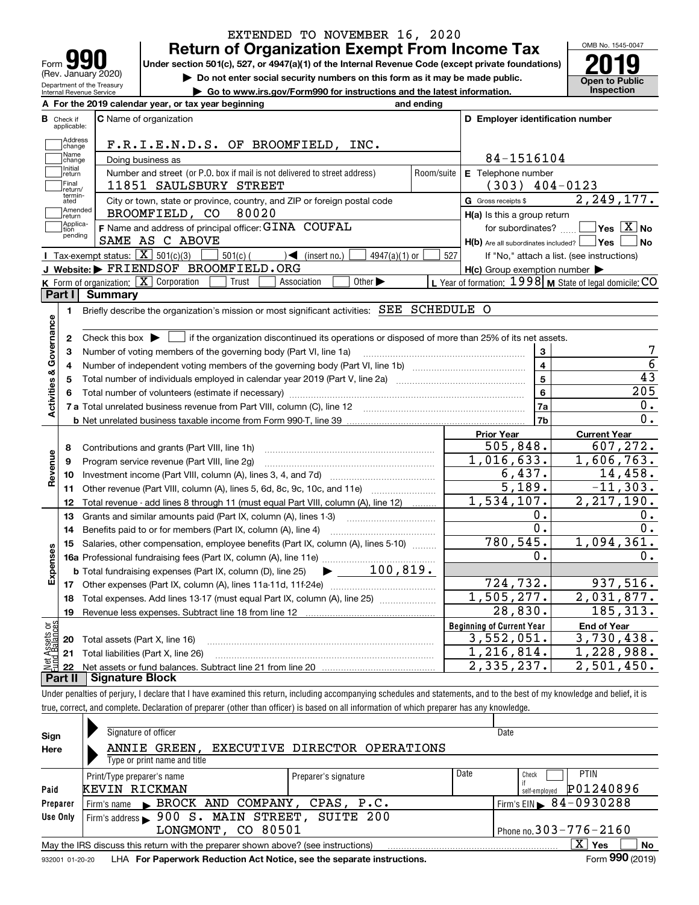EXTENDED TO NOVEMBER 16, 2020

# Form 990 — Return of Organization Exempt From Income Tax

(Rev. January 2020)

Department of the Treasury
Internal Revenue Service

Under section 501(c), 527, or 4947(a)(1) of the Internal Revenue Code (except private foundations)

▶ Do not enter social security numbers on this form as it may be made public.

▶ Go to www.irs.gov/Form990 for instructions and the latest information.

OMB No. 1545-0047

**2019**

**Open to Public Inspection**

**A** For the 2019 calendar year, or tax year beginning and ending

**B** Check if applicable: Address change, Name change, Initial return, Final return/terminated, Amended return, Application pending

**C** Name of organization: F.R.I.E.N.D.S. OF BROOMFIELD, INC.

Doing business as

Number and street (or P.O. box if mail is not delivered to street address): 11851 SAULSBURY STREET — Room/suite

City or town, state or province, country, and ZIP or foreign postal code: BROOMFIELD, CO 80020

**F** Name and address of principal officer: GINA COUFAL, SAME AS C ABOVE

**D** Employer identification number: 84-1516104

**E** Telephone number: (303) 404-0123

**G** Gross receipts $ 2,249,177.

**H(a)** Is this a group return for subordinates? ☐ Yes ☒ No

**H(b)** Are all subordinates included? ☐ Yes ☐ No — If "No," attach a list. (see instructions)

**H(c)** Group exemption number ▶

**I** Tax-exempt status: ☒ 501(c)(3) ☐ 501(c) ( ) ◀ (insert no.) ☐ 4947(a)(1) or ☐ 527

**J** Website: ▶ FRIENDSOF BROOMFIELD.ORG

**K** Form of organization: ☒ Corporation ☐ Trust ☐ Association ☐ Other ▶

**L** Year of formation: 1998 **M** State of legal domicile: CO

## Part I Summary

**Activities & Governance**

1. Briefly describe the organization's mission or most significant activities: SEE SCHEDULE O
2. Check this box ▶ ☐ if the organization discontinued its operations or disposed of more than 25% of its net assets.

| | | | |
|---|---|---|---|
| 3 | Number of voting members of the governing body (Part VI, line 1a) | 3 | 7 |
| 4 | Number of independent voting members of the governing body (Part VI, line 1b) | 4 | 6 |
| 5 | Total number of individuals employed in calendar year 2019 (Part V, line 2a) | 5 | 43 |
| 6 | Total number of volunteers (estimate if necessary) | 6 | 205 |
| 7a | Total unrelated business revenue from Part VIII, column (C), line 12 | 7a | 0. |
| b | Net unrelated business taxable income from Form 990-T, line 39 | 7b | 0. |

| | | | Prior Year | Current Year |
|---|---|---|---|---|
| **Revenue** | 8 | Contributions and grants (Part VIII, line 1h) | 505,848. | 607,272. |
| | 9 | Program service revenue (Part VIII, line 2g) | 1,016,633. | 1,606,763. |
| | 10 | Investment income (Part VIII, column (A), lines 3, 4, and 7d) | 6,437. | 14,458. |
| | 11 | Other revenue (Part VIII, column (A), lines 5, 6d, 8c, 9c, 10c, and 11e) | 5,189. | -11,303. |
| | 12 | Total revenue - add lines 8 through 11 (must equal Part VIII, column (A), line 12) | 1,534,107. | 2,217,190. |
| **Expenses** | 13 | Grants and similar amounts paid (Part IX, column (A), lines 1-3) | 0. | 0. |
| | 14 | Benefits paid to or for members (Part IX, column (A), line 4) | 0. | 0. |
| | 15 | Salaries, other compensation, employee benefits (Part IX, column (A), lines 5-10) | 780,545. | 1,094,361. |
| | 16a | Professional fundraising fees (Part IX, column (A), line 11e) | 0. | 0. |
| | b | Total fundraising expenses (Part IX, column (D), line 25) ▶ 100,819. | | |
| | 17 | Other expenses (Part IX, column (A), lines 11a-11d, 11f-24e) | 724,732. | 937,516. |
| | 18 | Total expenses. Add lines 13-17 (must equal Part IX, column (A), line 25) | 1,505,277. | 2,031,877. |
| | 19 | Revenue less expenses. Subtract line 18 from line 12 | 28,830. | 185,313. |

| | | | Beginning of Current Year | End of Year |
|---|---|---|---|---|
| **Net Assets or Fund Balances** | 20 | Total assets (Part X, line 16) | 3,552,051. | 3,730,438. |
| | 21 | Total liabilities (Part X, line 26) | 1,216,814. | 1,228,988. |
| | 22 | Net assets or fund balances. Subtract line 21 from line 20 | 2,335,237. | 2,501,450. |

## Part II Signature Block

Under penalties of perjury, I declare that I have examined this return, including accompanying schedules and statements, and to the best of my knowledge and belief, it is true, correct, and complete. Declaration of preparer (other than officer) is based on all information of which preparer has any knowledge.

**Sign Here**

Signature of officer — Date

ANNIE GREEN, EXECUTIVE DIRECTOR OPERATIONS

Type or print name and title

**Paid Preparer Use Only**

| Print/Type preparer's name | Preparer's signature | Date | Check ☐ if self-employed | PTIN |
|---|---|---|---|---|
| KEVIN RICKMAN | | | | P01240896 |

Firm's name ▶ BROCK AND COMPANY, CPAS, P.C. — Firm's EIN ▶ 84-0930288

Firm's address ▶ 900 S. MAIN STREET, SUITE 200, LONGMONT, CO 80501 — Phone no. 303-776-2160

May the IRS discuss this return with the preparer shown above? (see instructions) ☒ Yes ☐ No

932001 01-20-20 LHA For Paperwork Reduction Act Notice, see the separate instructions. Form **990** (2019)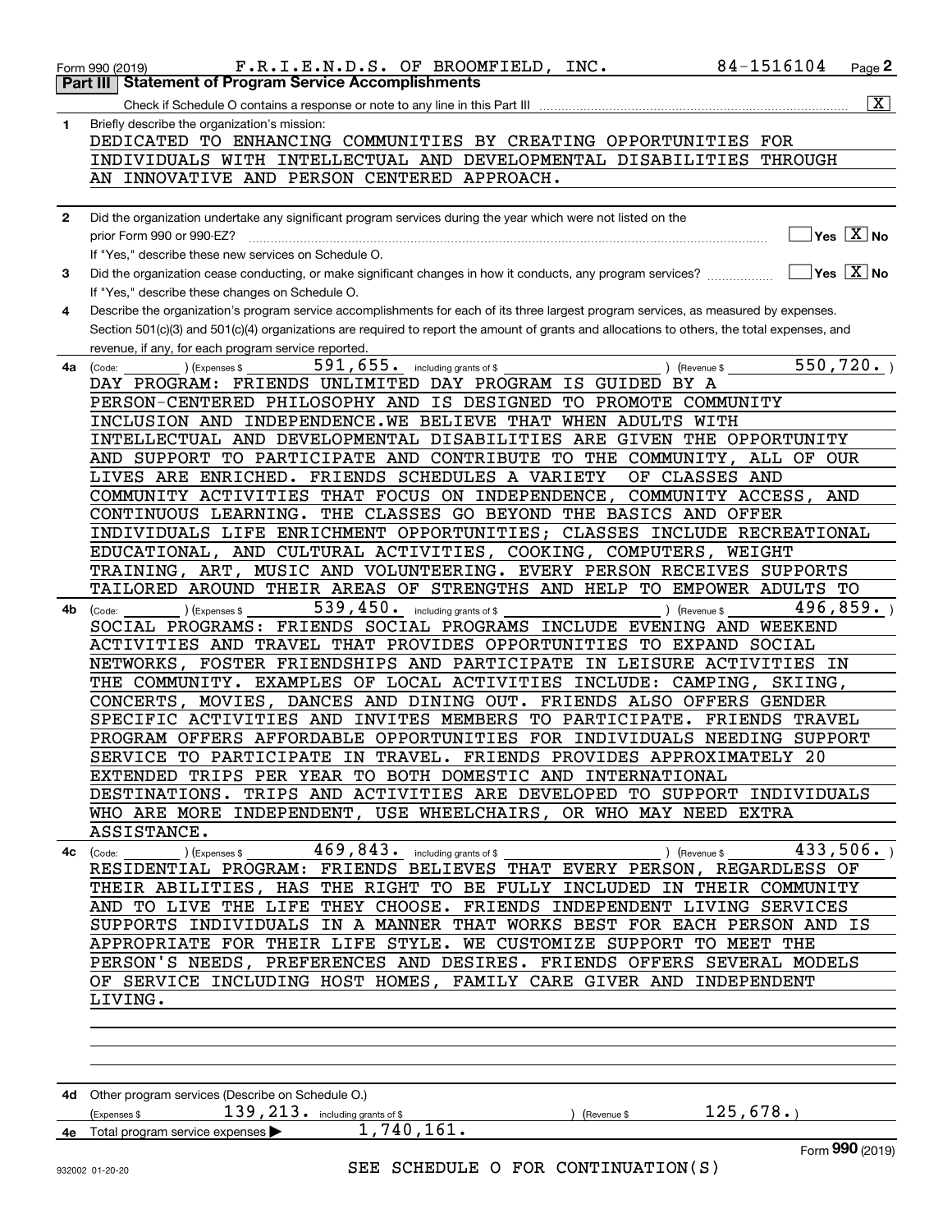Form 990 (2019) F.R.I.E.N.D.S. OF BROOMFIELD, INC. 84-1516104 Page 2

## Part III Statement of Program Service Accomplishments

Check if Schedule O contains a response or note to any line in this Part III ..... [X]

**1** Briefly describe the organization's mission:

DEDICATED TO ENHANCING COMMUNITIES BY CREATING OPPORTUNITIES FOR INDIVIDUALS WITH INTELLECTUAL AND DEVELOPMENTAL DISABILITIES THROUGH AN INNOVATIVE AND PERSON CENTERED APPROACH.

**2** Did the organization undertake any significant program services during the year which were not listed on the prior Form 990 or 990-EZ? ..... [ ] Yes [X] No

If "Yes," describe these new services on Schedule O.

**3** Did the organization cease conducting, or make significant changes in how it conducts, any program services? ..... [ ] Yes [X] No

If "Yes," describe these changes on Schedule O.

**4** Describe the organization's program service accomplishments for each of its three largest program services, as measured by expenses. Section 501(c)(3) and 501(c)(4) organizations are required to report the amount of grants and allocations to others, the total expenses, and revenue, if any, for each program service reported.

**4a** (Code: ) (Expenses $ 591,655. including grants of $ ) (Revenue $ 550,720. )

DAY PROGRAM: FRIENDS UNLIMITED DAY PROGRAM IS GUIDED BY A PERSON-CENTERED PHILOSOPHY AND IS DESIGNED TO PROMOTE COMMUNITY INCLUSION AND INDEPENDENCE.WE BELIEVE THAT WHEN ADULTS WITH INTELLECTUAL AND DEVELOPMENTAL DISABILITIES ARE GIVEN THE OPPORTUNITY AND SUPPORT TO PARTICIPATE AND CONTRIBUTE TO THE COMMUNITY, ALL OF OUR LIVES ARE ENRICHED. FRIENDS SCHEDULES A VARIETY OF CLASSES AND COMMUNITY ACTIVITIES THAT FOCUS ON INDEPENDENCE, COMMUNITY ACCESS, AND CONTINUOUS LEARNING. THE CLASSES GO BEYOND THE BASICS AND OFFER INDIVIDUALS LIFE ENRICHMENT OPPORTUNITIES; CLASSES INCLUDE RECREATIONAL EDUCATIONAL, AND CULTURAL ACTIVITIES, COOKING, COMPUTERS, WEIGHT TRAINING, ART, MUSIC AND VOLUNTEERING. EVERY PERSON RECEIVES SUPPORTS TAILORED AROUND THEIR AREAS OF STRENGTHS AND HELP TO EMPOWER ADULTS TO

**4b** (Code: ) (Expenses $ 539,450. including grants of $ ) (Revenue $ 496,859. )

SOCIAL PROGRAMS: FRIENDS SOCIAL PROGRAMS INCLUDE EVENING AND WEEKEND ACTIVITIES AND TRAVEL THAT PROVIDES OPPORTUNITIES TO EXPAND SOCIAL NETWORKS, FOSTER FRIENDSHIPS AND PARTICIPATE IN LEISURE ACTIVITIES IN THE COMMUNITY. EXAMPLES OF LOCAL ACTIVITIES INCLUDE: CAMPING, SKIING, CONCERTS, MOVIES, DANCES AND DINING OUT. FRIENDS ALSO OFFERS GENDER SPECIFIC ACTIVITIES AND INVITES MEMBERS TO PARTICIPATE. FRIENDS TRAVEL PROGRAM OFFERS AFFORDABLE OPPORTUNITIES FOR INDIVIDUALS NEEDING SUPPORT SERVICE TO PARTICIPATE IN TRAVEL. FRIENDS PROVIDES APPROXIMATELY 20 EXTENDED TRIPS PER YEAR TO BOTH DOMESTIC AND INTERNATIONAL DESTINATIONS. TRIPS AND ACTIVITIES ARE DEVELOPED TO SUPPORT INDIVIDUALS WHO ARE MORE INDEPENDENT, USE WHEELCHAIRS, OR WHO MAY NEED EXTRA ASSISTANCE.

**4c** (Code: ) (Expenses $ 469,843. including grants of $ ) (Revenue $ 433,506. )

RESIDENTIAL PROGRAM: FRIENDS BELIEVES THAT EVERY PERSON, REGARDLESS OF THEIR ABILITIES, HAS THE RIGHT TO BE FULLY INCLUDED IN THEIR COMMUNITY AND TO LIVE THE LIFE THEY CHOOSE. FRIENDS INDEPENDENT LIVING SERVICES SUPPORTS INDIVIDUALS IN A MANNER THAT WORKS BEST FOR EACH PERSON AND IS APPROPRIATE FOR THEIR LIFE STYLE. WE CUSTOMIZE SUPPORT TO MEET THE PERSON'S NEEDS, PREFERENCES AND DESIRES. FRIENDS OFFERS SEVERAL MODELS OF SERVICE INCLUDING HOST HOMES, FAMILY CARE GIVER AND INDEPENDENT LIVING.

**4d** Other program services (Describe on Schedule O.)

(Expenses $ 139,213. including grants of $ ) (Revenue $ 125,678.)

**4e** Total program service expenses ▶ 1,740,161.

SEE SCHEDULE O FOR CONTINUATION(S)

Form **990** (2019)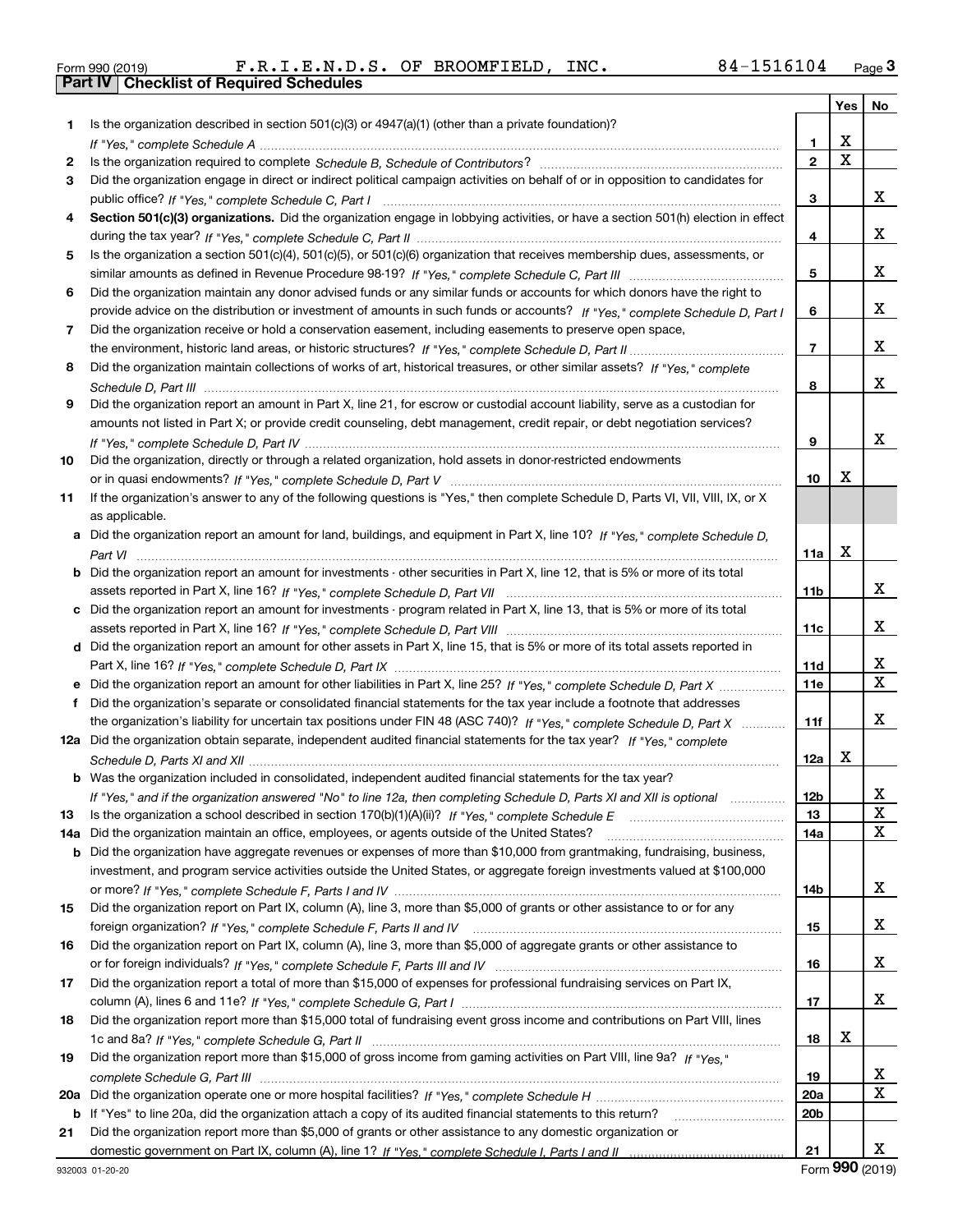Form 990 (2019) F.R.I.E.N.D.S. OF BROOMFIELD, INC. 84-1516104

## Part IV Checklist of Required Schedules

| | | | Yes | No |
|---|---|---|---|---|
| **1** | Is the organization described in section 501(c)(3) or 4947(a)(1) (other than a private foundation)? *If "Yes," complete Schedule A* | 1 | X | |
| **2** | Is the organization required to complete *Schedule B, Schedule of Contributors*? | 2 | X | |
| **3** | Did the organization engage in direct or indirect political campaign activities on behalf of or in opposition to candidates for public office? *If "Yes," complete Schedule C, Part I* | 3 | | X |
| **4** | **Section 501(c)(3) organizations.** Did the organization engage in lobbying activities, or have a section 501(h) election in effect during the tax year? *If "Yes," complete Schedule C, Part II* | 4 | | X |
| **5** | Is the organization a section 501(c)(4), 501(c)(5), or 501(c)(6) organization that receives membership dues, assessments, or similar amounts as defined in Revenue Procedure 98-19? *If "Yes," complete Schedule C, Part III* | 5 | | X |
| **6** | Did the organization maintain any donor advised funds or any similar funds or accounts for which donors have the right to provide advice on the distribution or investment of amounts in such funds or accounts? *If "Yes," complete Schedule D, Part I* | 6 | | X |
| **7** | Did the organization receive or hold a conservation easement, including easements to preserve open space, the environment, historic land areas, or historic structures? *If "Yes," complete Schedule D, Part II* | 7 | | X |
| **8** | Did the organization maintain collections of works of art, historical treasures, or other similar assets? *If "Yes," complete Schedule D, Part III* | 8 | | X |
| **9** | Did the organization report an amount in Part X, line 21, for escrow or custodial account liability, serve as a custodian for amounts not listed in Part X; or provide credit counseling, debt management, credit repair, or debt negotiation services? *If "Yes," complete Schedule D, Part IV* | 9 | | X |
| **10** | Did the organization, directly or through a related organization, hold assets in donor-restricted endowments or in quasi endowments? *If "Yes," complete Schedule D, Part V* | 10 | X | |
| **11** | If the organization's answer to any of the following questions is "Yes," then complete Schedule D, Parts VI, VII, VIII, IX, or X as applicable. | | | |
| **a** | Did the organization report an amount for land, buildings, and equipment in Part X, line 10? *If "Yes," complete Schedule D, Part VI* | 11a | X | |
| **b** | Did the organization report an amount for investments - other securities in Part X, line 12, that is 5% or more of its total assets reported in Part X, line 16? *If "Yes," complete Schedule D, Part VII* | 11b | | X |
| **c** | Did the organization report an amount for investments - program related in Part X, line 13, that is 5% or more of its total assets reported in Part X, line 16? *If "Yes," complete Schedule D, Part VIII* | 11c | | X |
| **d** | Did the organization report an amount for other assets in Part X, line 15, that is 5% or more of its total assets reported in Part X, line 16? *If "Yes," complete Schedule D, Part IX* | 11d | | X |
| **e** | Did the organization report an amount for other liabilities in Part X, line 25? *If "Yes," complete Schedule D, Part X* | 11e | | X |
| **f** | Did the organization's separate or consolidated financial statements for the tax year include a footnote that addresses the organization's liability for uncertain tax positions under FIN 48 (ASC 740)? *If "Yes," complete Schedule D, Part X* | 11f | | X |
| **12a** | Did the organization obtain separate, independent audited financial statements for the tax year? *If "Yes," complete Schedule D, Parts XI and XII* | 12a | X | |
| **b** | Was the organization included in consolidated, independent audited financial statements for the tax year? *If "Yes," and if the organization answered "No" to line 12a, then completing Schedule D, Parts XI and XII is optional* | 12b | | X |
| **13** | Is the organization a school described in section 170(b)(1)(A)(ii)? *If "Yes," complete Schedule E* | 13 | | X |
| **14a** | Did the organization maintain an office, employees, or agents outside of the United States? | 14a | | X |
| **b** | Did the organization have aggregate revenues or expenses of more than $10,000 from grantmaking, fundraising, business, investment, and program service activities outside the United States, or aggregate foreign investments valued at $100,000 or more? *If "Yes," complete Schedule F, Parts I and IV* | 14b | | X |
| **15** | Did the organization report on Part IX, column (A), line 3, more than $5,000 of grants or other assistance to or for any foreign organization? *If "Yes," complete Schedule F, Parts II and IV* | 15 | | X |
| **16** | Did the organization report on Part IX, column (A), line 3, more than $5,000 of aggregate grants or other assistance to or for foreign individuals? *If "Yes," complete Schedule F, Parts III and IV* | 16 | | X |
| **17** | Did the organization report a total of more than $15,000 of expenses for professional fundraising services on Part IX, column (A), lines 6 and 11e? *If "Yes," complete Schedule G, Part I* | 17 | | X |
| **18** | Did the organization report more than $15,000 total of fundraising event gross income and contributions on Part VIII, lines 1c and 8a? *If "Yes," complete Schedule G, Part II* | 18 | X | |
| **19** | Did the organization report more than $15,000 of gross income from gaming activities on Part VIII, line 9a? *If "Yes," complete Schedule G, Part III* | 19 | | X |
| **20a** | Did the organization operate one or more hospital facilities? *If "Yes," complete Schedule H* | 20a | | X |
| **b** | If "Yes" to line 20a, did the organization attach a copy of its audited financial statements to this return? | 20b | | |
| **21** | Did the organization report more than $5,000 of grants or other assistance to any domestic organization or domestic government on Part IX, column (A), line 1? *If "Yes," complete Schedule I, Parts I and II* | 21 | | X |

932003 01-20-20 Form **990** (2019)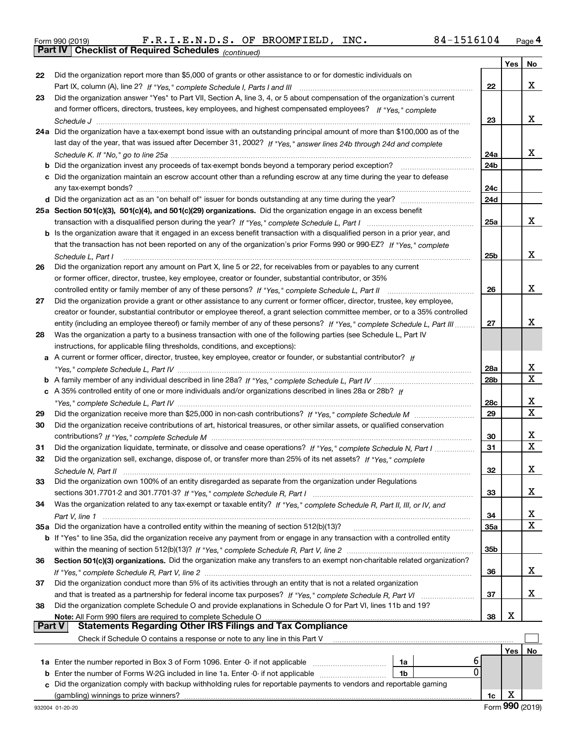Form 990 (2019) F.R.I.E.N.D.S. OF BROOMFIELD, INC. 84-1516104 Page 4

**Part IV | Checklist of Required Schedules** *(continued)*

| | | | Yes | No |
|---|---|---|---|---|
| 22 | Did the organization report more than $5,000 of grants or other assistance to or for domestic individuals on Part IX, column (A), line 2? *If "Yes," complete Schedule I, Parts I and III* | 22 | | X |
| 23 | Did the organization answer "Yes" to Part VII, Section A, line 3, 4, or 5 about compensation of the organization's current and former officers, directors, trustees, key employees, and highest compensated employees? *If "Yes," complete Schedule J* | 23 | | X |
| 24a | Did the organization have a tax-exempt bond issue with an outstanding principal amount of more than $100,000 as of the last day of the year, that was issued after December 31, 2002? *If "Yes," answer lines 24b through 24d and complete Schedule K. If "No," go to line 25a* | 24a | | X |
| b | Did the organization invest any proceeds of tax-exempt bonds beyond a temporary period exception? | 24b | | |
| c | Did the organization maintain an escrow account other than a refunding escrow at any time during the year to defease any tax-exempt bonds? | 24c | | |
| d | Did the organization act as an "on behalf of" issuer for bonds outstanding at any time during the year? | 24d | | |
| 25a | **Section 501(c)(3), 501(c)(4), and 501(c)(29) organizations.** Did the organization engage in an excess benefit transaction with a disqualified person during the year? *If "Yes," complete Schedule L, Part I* | 25a | | X |
| b | Is the organization aware that it engaged in an excess benefit transaction with a disqualified person in a prior year, and that the transaction has not been reported on any of the organization's prior Forms 990 or 990-EZ? *If "Yes," complete Schedule L, Part I* | 25b | | X |
| 26 | Did the organization report any amount on Part X, line 5 or 22, for receivables from or payables to any current or former officer, director, trustee, key employee, creator or founder, substantial contributor, or 35% controlled entity or family member of any of these persons? *If "Yes," complete Schedule L, Part II* | 26 | | X |
| 27 | Did the organization provide a grant or other assistance to any current or former officer, director, trustee, key employee, creator or founder, substantial contributor or employee thereof, a grant selection committee member, or to a 35% controlled entity (including an employee thereof) or family member of any of these persons? *If "Yes," complete Schedule L, Part III* | 27 | | X |
| 28 | Was the organization a party to a business transaction with one of the following parties (see Schedule L, Part IV instructions, for applicable filing thresholds, conditions, and exceptions): | | | |
| a | A current or former officer, director, trustee, key employee, creator or founder, or substantial contributor? *If "Yes," complete Schedule L, Part IV* | 28a | | X |
| b | A family member of any individual described in line 28a? *If "Yes," complete Schedule L, Part IV* | 28b | | X |
| c | A 35% controlled entity of one or more individuals and/or organizations described in lines 28a or 28b? *If "Yes," complete Schedule L, Part IV* | 28c | | X |
| 29 | Did the organization receive more than $25,000 in non-cash contributions? *If "Yes," complete Schedule M* | 29 | | X |
| 30 | Did the organization receive contributions of art, historical treasures, or other similar assets, or qualified conservation contributions? *If "Yes," complete Schedule M* | 30 | | X |
| 31 | Did the organization liquidate, terminate, or dissolve and cease operations? *If "Yes," complete Schedule N, Part I* | 31 | | X |
| 32 | Did the organization sell, exchange, dispose of, or transfer more than 25% of its net assets? *If "Yes," complete Schedule N, Part II* | 32 | | X |
| 33 | Did the organization own 100% of an entity disregarded as separate from the organization under Regulations sections 301.7701-2 and 301.7701-3? *If "Yes," complete Schedule R, Part I* | 33 | | X |
| 34 | Was the organization related to any tax-exempt or taxable entity? *If "Yes," complete Schedule R, Part II, III, or IV, and Part V, line 1* | 34 | | X |
| 35a | Did the organization have a controlled entity within the meaning of section 512(b)(13)? | 35a | | X |
| b | If "Yes" to line 35a, did the organization receive any payment from or engage in any transaction with a controlled entity within the meaning of section 512(b)(13)? *If "Yes," complete Schedule R, Part V, line 2* | 35b | | |
| 36 | **Section 501(c)(3) organizations.** Did the organization make any transfers to an exempt non-charitable related organization? *If "Yes," complete Schedule R, Part V, line 2* | 36 | | X |
| 37 | Did the organization conduct more than 5% of its activities through an entity that is not a related organization and that is treated as a partnership for federal income tax purposes? *If "Yes," complete Schedule R, Part VI* | 37 | | X |
| 38 | Did the organization complete Schedule O and provide explanations in Schedule O for Part VI, lines 11b and 19? **Note:** All Form 990 filers are required to complete Schedule O | 38 | X | |

**Part V | Statements Regarding Other IRS Filings and Tax Compliance**

Check if Schedule O contains a response or note to any line in this Part V ☐

| | | | | | Yes | No |
|---|---|---|---|---|---|---|
| 1a | Enter the number reported in Box 3 of Form 1096. Enter -0- if not applicable | 1a | 6 | | | |
| b | Enter the number of Forms W-2G included in line 1a. Enter -0- if not applicable | 1b | 0 | | | |
| c | Did the organization comply with backup withholding rules for reportable payments to vendors and reportable gaming (gambling) winnings to prize winners? | | | 1c | X | |

932004 01-20-20 Form **990** (2019)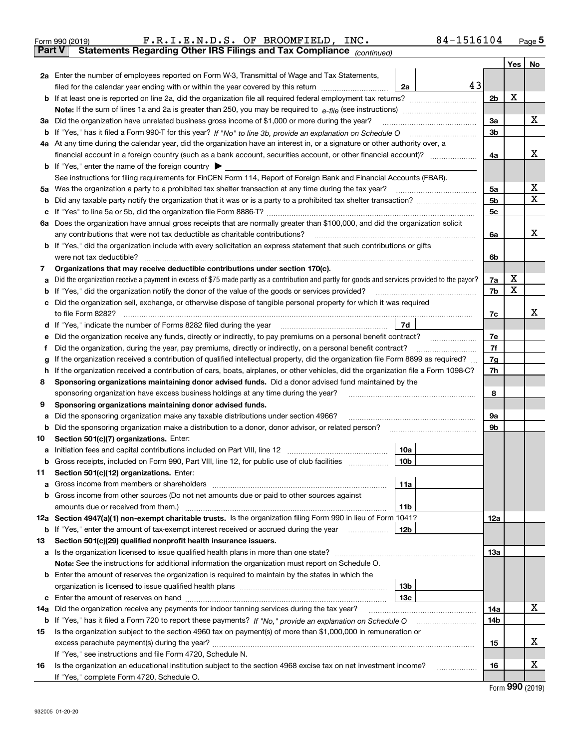Form 990 (2019) F.R.I.E.N.D.S. OF BROOMFIELD, INC. 84-1516104

## Part V Statements Regarding Other IRS Filings and Tax Compliance *(continued)*

| Line | Description | Box | Amount | Line | Yes | No |
|---|---|---|---|---|---|---|
| 2a | Enter the number of employees reported on Form W-3, Transmittal of Wage and Tax Statements, filed for the calendar year ending with or within the year covered by this return | 2a | 43 | | | |
| b | If at least one is reported on line 2a, did the organization file all required federal employment tax returns? | | | 2b | X | |
| | **Note:** If the sum of lines 1a and 2a is greater than 250, you may be required to *e-file* (see instructions) | | | | | |
| 3a | Did the organization have unrelated business gross income of $1,000 or more during the year? | | | 3a | | X |
| b | If "Yes," has it filed a Form 990-T for this year? *If "No" to line 3b, provide an explanation on Schedule O* | | | 3b | | |
| 4a | At any time during the calendar year, did the organization have an interest in, or a signature or other authority over, a financial account in a foreign country (such as a bank account, securities account, or other financial account)? | | | 4a | | X |
| b | If "Yes," enter the name of the foreign country ▶ | | | | | |
| | See instructions for filing requirements for FinCEN Form 114, Report of Foreign Bank and Financial Accounts (FBAR). | | | | | |
| 5a | Was the organization a party to a prohibited tax shelter transaction at any time during the tax year? | | | 5a | | X |
| b | Did any taxable party notify the organization that it was or is a party to a prohibited tax shelter transaction? | | | 5b | | X |
| c | If "Yes" to line 5a or 5b, did the organization file Form 8886-T? | | | 5c | | |
| 6a | Does the organization have annual gross receipts that are normally greater than $100,000, and did the organization solicit any contributions that were not tax deductible as charitable contributions? | | | 6a | | X |
| b | If "Yes," did the organization include with every solicitation an express statement that such contributions or gifts were not tax deductible? | | | 6b | | |
| 7 | **Organizations that may receive deductible contributions under section 170(c).** | | | | | |
| a | Did the organization receive a payment in excess of $75 made partly as a contribution and partly for goods and services provided to the payor? | | | 7a | X | |
| b | If "Yes," did the organization notify the donor of the value of the goods or services provided? | | | 7b | X | |
| c | Did the organization sell, exchange, or otherwise dispose of tangible personal property for which it was required to file Form 8282? | | | 7c | | X |
| d | If "Yes," indicate the number of Forms 8282 filed during the year | 7d | | | | |
| e | Did the organization receive any funds, directly or indirectly, to pay premiums on a personal benefit contract? | | | 7e | | |
| f | Did the organization, during the year, pay premiums, directly or indirectly, on a personal benefit contract? | | | 7f | | |
| g | If the organization received a contribution of qualified intellectual property, did the organization file Form 8899 as required? | | | 7g | | |
| h | If the organization received a contribution of cars, boats, airplanes, or other vehicles, did the organization file a Form 1098-C? | | | 7h | | |
| 8 | **Sponsoring organizations maintaining donor advised funds.** Did a donor advised fund maintained by the sponsoring organization have excess business holdings at any time during the year? | | | 8 | | |
| 9 | **Sponsoring organizations maintaining donor advised funds.** | | | | | |
| a | Did the sponsoring organization make any taxable distributions under section 4966? | | | 9a | | |
| b | Did the sponsoring organization make a distribution to a donor, donor advisor, or related person? | | | 9b | | |
| 10 | **Section 501(c)(7) organizations.** Enter: | | | | | |
| a | Initiation fees and capital contributions included on Part VIII, line 12 | 10a | | | | |
| b | Gross receipts, included on Form 990, Part VIII, line 12, for public use of club facilities | 10b | | | | |
| 11 | **Section 501(c)(12) organizations.** Enter: | | | | | |
| a | Gross income from members or shareholders | 11a | | | | |
| b | Gross income from other sources (Do not net amounts due or paid to other sources against amounts due or received from them.) | 11b | | | | |
| 12a | **Section 4947(a)(1) non-exempt charitable trusts.** Is the organization filing Form 990 in lieu of Form 1041? | | | 12a | | |
| b | If "Yes," enter the amount of tax-exempt interest received or accrued during the year | 12b | | | | |
| 13 | **Section 501(c)(29) qualified nonprofit health insurance issuers.** | | | | | |
| a | Is the organization licensed to issue qualified health plans in more than one state? | | | 13a | | |
| | **Note:** See the instructions for additional information the organization must report on Schedule O. | | | | | |
| b | Enter the amount of reserves the organization is required to maintain by the states in which the organization is licensed to issue qualified health plans | 13b | | | | |
| c | Enter the amount of reserves on hand | 13c | | | | |
| 14a | Did the organization receive any payments for indoor tanning services during the tax year? | | | 14a | | X |
| b | If "Yes," has it filed a Form 720 to report these payments? *If "No," provide an explanation on Schedule O* | | | 14b | | |
| 15 | Is the organization subject to the section 4960 tax on payment(s) of more than $1,000,000 in remuneration or excess parachute payment(s) during the year? | | | 15 | | X |
| | If "Yes," see instructions and file Form 4720, Schedule N. | | | | | |
| 16 | Is the organization an educational institution subject to the section 4968 excise tax on net investment income? | | | 16 | | X |
| | If "Yes," complete Form 4720, Schedule O. | | | | | |

Form **990** (2019)

932005 01-20-20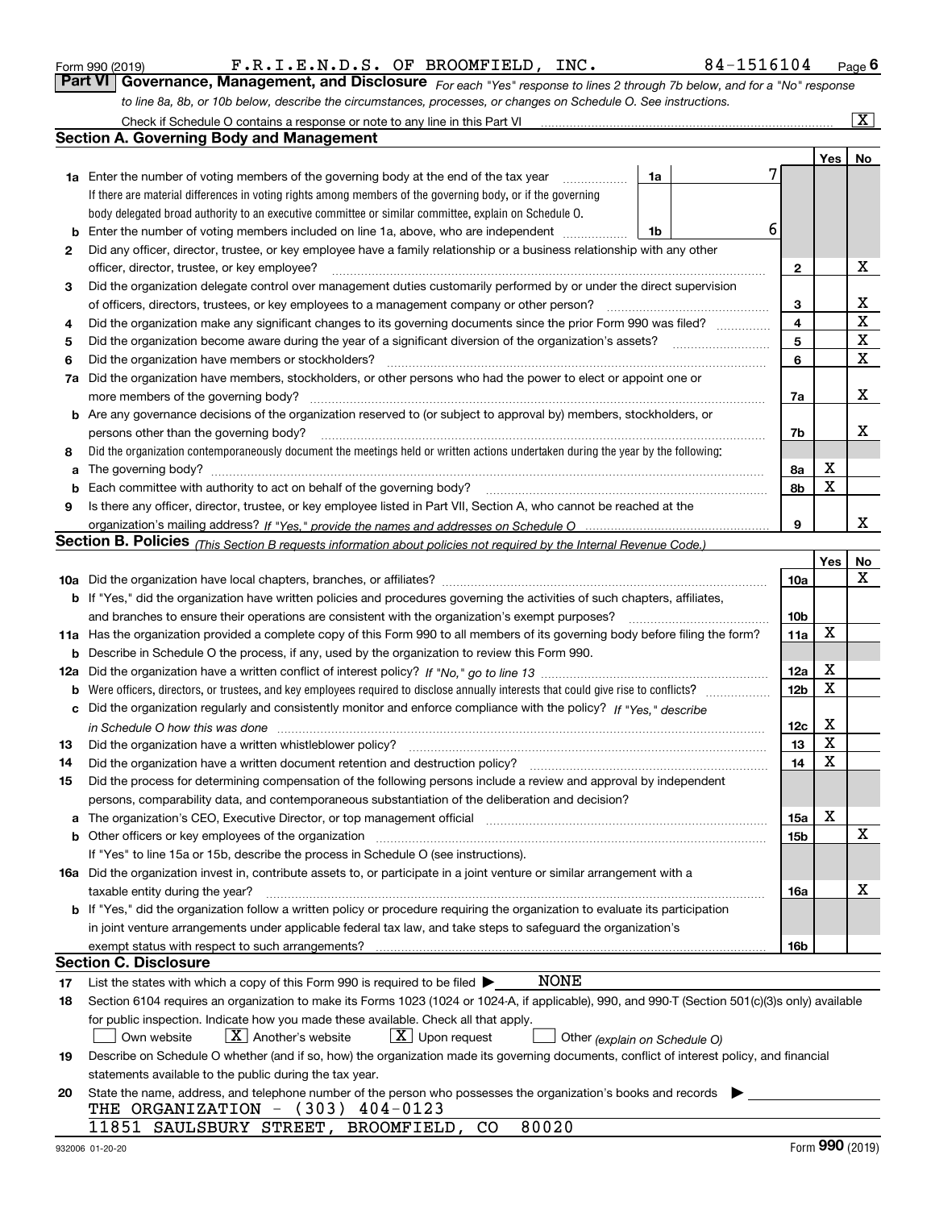Form 990 (2019) F.R.I.E.N.D.S. OF BROOMFIELD, INC. 84-1516104

## Part VI Governance, Management, and Disclosure

*For each "Yes" response to lines 2 through 7b below, and for a "No" response to line 8a, 8b, or 10b below, describe the circumstances, processes, or changes on Schedule O. See instructions.*

Check if Schedule O contains a response or note to any line in this Part VI [X]

### Section A. Governing Body and Management

| | | | Yes | No |
|---|---|---|---|---|
| **1a** | Enter the number of voting members of the governing body at the end of the tax year (1a) 7. If there are material differences in voting rights among members of the governing body, or if the governing body delegated broad authority to an executive committee or similar committee, explain on Schedule O. | | | |
| **b** | Enter the number of voting members included on line 1a, above, who are independent (1b) 6 | | | |
| **2** | Did any officer, director, trustee, or key employee have a family relationship or a business relationship with any other officer, director, trustee, or key employee? | 2 | | X |
| **3** | Did the organization delegate control over management duties customarily performed by or under the direct supervision of officers, directors, trustees, or key employees to a management company or other person? | 3 | | X |
| **4** | Did the organization make any significant changes to its governing documents since the prior Form 990 was filed? | 4 | | X |
| **5** | Did the organization become aware during the year of a significant diversion of the organization's assets? | 5 | | X |
| **6** | Did the organization have members or stockholders? | 6 | | X |
| **7a** | Did the organization have members, stockholders, or other persons who had the power to elect or appoint one or more members of the governing body? | 7a | | X |
| **b** | Are any governance decisions of the organization reserved to (or subject to approval by) members, stockholders, or persons other than the governing body? | 7b | | X |
| **8** | Did the organization contemporaneously document the meetings held or written actions undertaken during the year by the following: | | | |
| **a** | The governing body? | 8a | X | |
| **b** | Each committee with authority to act on behalf of the governing body? | 8b | X | |
| **9** | Is there any officer, director, trustee, or key employee listed in Part VII, Section A, who cannot be reached at the organization's mailing address? *If "Yes," provide the names and addresses on Schedule O* | 9 | | X |

### Section B. Policies *(This Section B requests information about policies not required by the Internal Revenue Code.)*

| | | | Yes | No |
|---|---|---|---|---|
| **10a** | Did the organization have local chapters, branches, or affiliates? | 10a | | X |
| **b** | If "Yes," did the organization have written policies and procedures governing the activities of such chapters, affiliates, and branches to ensure their operations are consistent with the organization's exempt purposes? | 10b | | |
| **11a** | Has the organization provided a complete copy of this Form 990 to all members of its governing body before filing the form? | 11a | X | |
| **b** | Describe in Schedule O the process, if any, used by the organization to review this Form 990. | | | |
| **12a** | Did the organization have a written conflict of interest policy? *If "No," go to line 13* | 12a | X | |
| **b** | Were officers, directors, or trustees, and key employees required to disclose annually interests that could give rise to conflicts? | 12b | X | |
| **c** | Did the organization regularly and consistently monitor and enforce compliance with the policy? *If "Yes," describe in Schedule O how this was done* | 12c | X | |
| **13** | Did the organization have a written whistleblower policy? | 13 | X | |
| **14** | Did the organization have a written document retention and destruction policy? | 14 | X | |
| **15** | Did the process for determining compensation of the following persons include a review and approval by independent persons, comparability data, and contemporaneous substantiation of the deliberation and decision? | | | |
| **a** | The organization's CEO, Executive Director, or top management official | 15a | X | |
| **b** | Other officers or key employees of the organization | 15b | | X |
| | If "Yes" to line 15a or 15b, describe the process in Schedule O (see instructions). | | | |
| **16a** | Did the organization invest in, contribute assets to, or participate in a joint venture or similar arrangement with a taxable entity during the year? | 16a | | X |
| **b** | If "Yes," did the organization follow a written policy or procedure requiring the organization to evaluate its participation in joint venture arrangements under applicable federal tax law, and take steps to safeguard the organization's exempt status with respect to such arrangements? | 16b | | |

### Section C. Disclosure

**17** List the states with which a copy of this Form 990 is required to be filed ▶ NONE

**18** Section 6104 requires an organization to make its Forms 1023 (1024 or 1024-A, if applicable), 990, and 990-T (Section 501(c)(3)s only) available for public inspection. Indicate how you made these available. Check all that apply.

[ ] Own website [X] Another's website [X] Upon request [ ] Other *(explain on Schedule O)*

**19** Describe on Schedule O whether (and if so, how) the organization made its governing documents, conflict of interest policy, and financial statements available to the public during the tax year.

**20** State the name, address, and telephone number of the person who possesses the organization's books and records ▶

THE ORGANIZATION - (303) 404-0123
11851 SAULSBURY STREET, BROOMFIELD, CO 80020

932006 01-20-20 Form **990** (2019)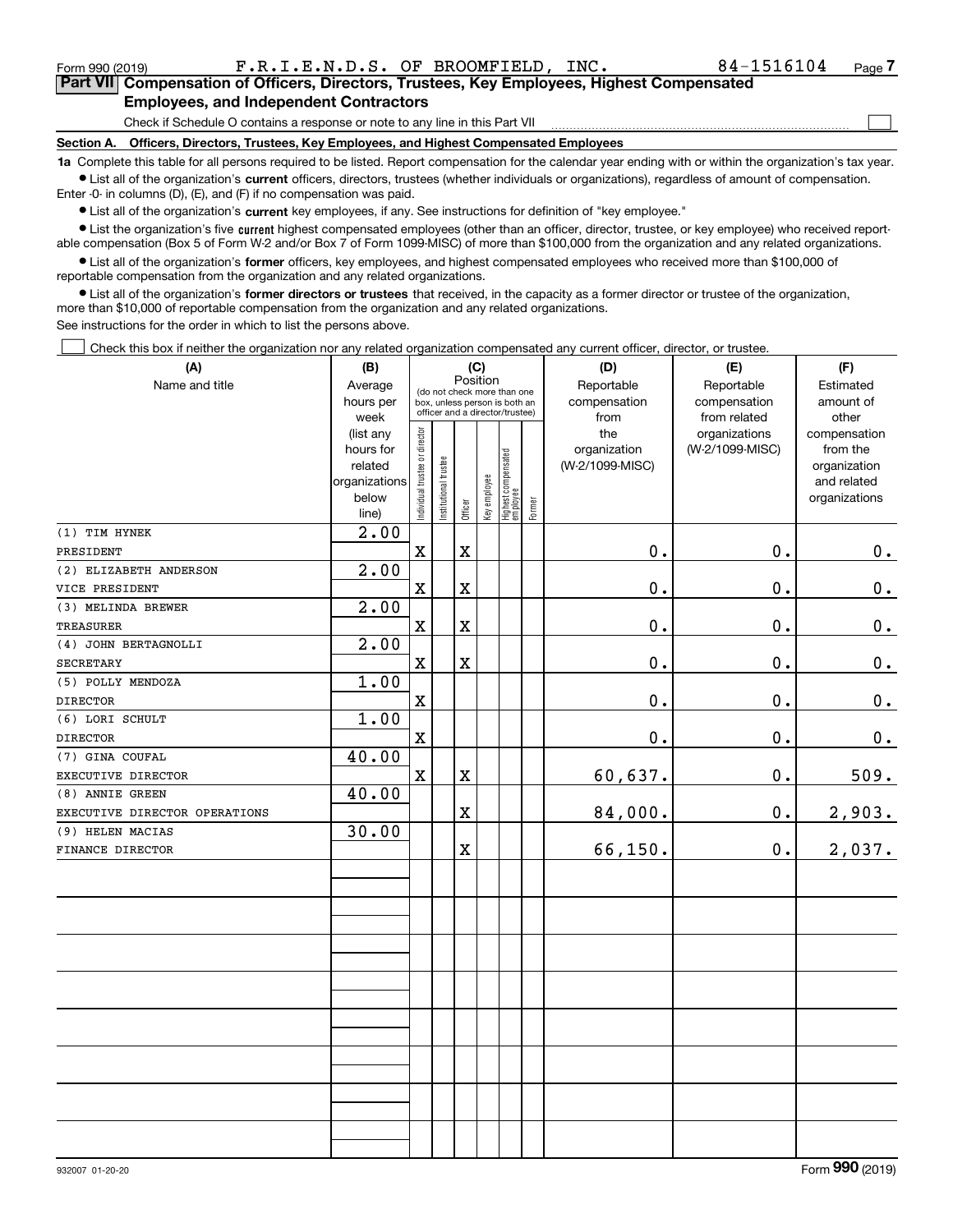Form 990 (2019) F.R.I.E.N.D.S. OF BROOMFIELD, INC. 84-1516104

## Part VII Compensation of Officers, Directors, Trustees, Key Employees, Highest Compensated Employees, and Independent Contractors

Check if Schedule O contains a response or note to any line in this Part VII ☐

**Section A. Officers, Directors, Trustees, Key Employees, and Highest Compensated Employees**

**1a** Complete this table for all persons required to be listed. Report compensation for the calendar year ending with or within the organization's tax year.

- List all of the organization's **current** officers, directors, trustees (whether individuals or organizations), regardless of amount of compensation. Enter -0- in columns (D), (E), and (F) if no compensation was paid.
- List all of the organization's **current** key employees, if any. See instructions for definition of "key employee."
- List the organization's five **current** highest compensated employees (other than an officer, director, trustee, or key employee) who received reportable compensation (Box 5 of Form W-2 and/or Box 7 of Form 1099-MISC) of more than $100,000 from the organization and any related organizations.
- List all of the organization's **former** officers, key employees, and highest compensated employees who received more than $100,000 of reportable compensation from the organization and any related organizations.
- List all of the organization's **former directors or trustees** that received, in the capacity as a former director or trustee of the organization, more than $10,000 of reportable compensation from the organization and any related organizations.

See instructions for the order in which to list the persons above.

☐ Check this box if neither the organization nor any related organization compensated any current officer, director, or trustee.

| (A) Name and title | (B) Average hours per week (list any hours for related organizations below line) | (C) Position: Individual trustee or director | Institutional trustee | Officer | Key employee | Highest compensated employee | Former | (D) Reportable compensation from the organization (W-2/1099-MISC) | (E) Reportable compensation from related organizations (W-2/1099-MISC) | (F) Estimated amount of other compensation from the organization and related organizations |
|---|---|---|---|---|---|---|---|---|---|---|
| (1) TIM HYNEK<br>PRESIDENT | 2.00 | X | | X | | | | 0. | 0. | 0. |
| (2) ELIZABETH ANDERSON<br>VICE PRESIDENT | 2.00 | X | | X | | | | 0. | 0. | 0. |
| (3) MELINDA BREWER<br>TREASURER | 2.00 | X | | X | | | | 0. | 0. | 0. |
| (4) JOHN BERTAGNOLLI<br>SECRETARY | 2.00 | X | | X | | | | 0. | 0. | 0. |
| (5) POLLY MENDOZA<br>DIRECTOR | 1.00 | X | | | | | | 0. | 0. | 0. |
| (6) LORI SCHULT<br>DIRECTOR | 1.00 | X | | | | | | 0. | 0. | 0. |
| (7) GINA COUFAL<br>EXECUTIVE DIRECTOR | 40.00 | X | | X | | | | 60,637. | 0. | 509. |
| (8) ANNIE GREEN<br>EXECUTIVE DIRECTOR OPERATIONS | 40.00 | | | X | | | | 84,000. | 0. | 2,903. |
| (9) HELEN MACIAS<br>FINANCE DIRECTOR | 30.00 | | | X | | | | 66,150. | 0. | 2,037. |

932007 01-20-20 Form **990** (2019)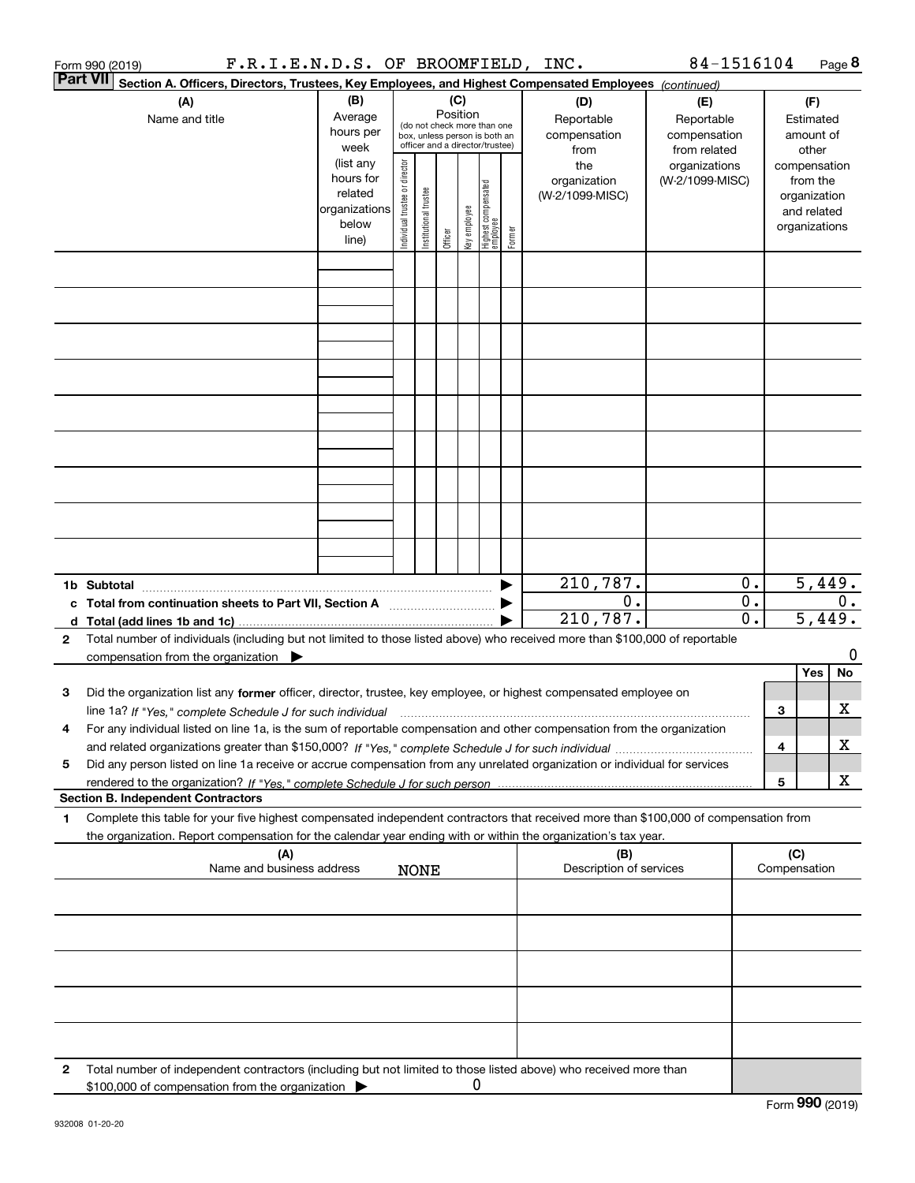Form 990 (2019) F.R.I.E.N.D.S. OF BROOMFIELD, INC. 84-1516104 Page 8

**Part VII** Section A. Officers, Directors, Trustees, Key Employees, and Highest Compensated Employees *(continued)*

| (A) Name and title | (B) Average hours per week (list any hours for related organizations below line) | (C) Position (do not check more than one box, unless person is both an officer and a director/trustee): Individual trustee or director | Institutional trustee | Officer | Key employee | Highest compensated employee | Former | (D) Reportable compensation from the organization (W-2/1099-MISC) | (E) Reportable compensation from related organizations (W-2/1099-MISC) | (F) Estimated amount of other compensation from the organization and related organizations |
|---|---|---|---|---|---|---|---|---|---|---|
| | | | | | | | | | | |
| | | | | | | | | | | |
| | | | | | | | | | | |
| | | | | | | | | | | |
| | | | | | | | | | | |
| | | | | | | | | | | |
| | | | | | | | | | | |
| | | | | | | | | | | |
| | | | | | | | | | | |
| **1b Subtotal** | | | | | | | ▶ | 210,787. | 0. | 5,449. |
| **c Total from continuation sheets to Part VII, Section A** | | | | | | | ▶ | 0. | 0. | 0. |
| **d Total (add lines 1b and 1c)** | | | | | | | ▶ | 210,787. | 0. | 5,449. |

**2** Total number of individuals (including but not limited to those listed above) who received more than $100,000 of reportable compensation from the organization ▶ 0

| | | | Yes | No |
|---|---|---|---|---|
| **3** | Did the organization list any **former** officer, director, trustee, key employee, or highest compensated employee on line 1a? *If "Yes," complete Schedule J for such individual* | 3 | | X |
| **4** | For any individual listed on line 1a, is the sum of reportable compensation and other compensation from the organization and related organizations greater than $150,000? *If "Yes," complete Schedule J for such individual* | 4 | | X |
| **5** | Did any person listed on line 1a receive or accrue compensation from any unrelated organization or individual for services rendered to the organization? *If "Yes," complete Schedule J for such person* | 5 | | X |

**Section B. Independent Contractors**

**1** Complete this table for your five highest compensated independent contractors that received more than $100,000 of compensation from the organization. Report compensation for the calendar year ending with or within the organization's tax year.

| (A) Name and business address NONE | (B) Description of services | (C) Compensation |
|---|---|---|
| | | |
| | | |
| | | |
| | | |
| | | |

**2** Total number of independent contractors (including but not limited to those listed above) who received more than $100,000 of compensation from the organization ▶ 0

Form **990** (2019)

932008 01-20-20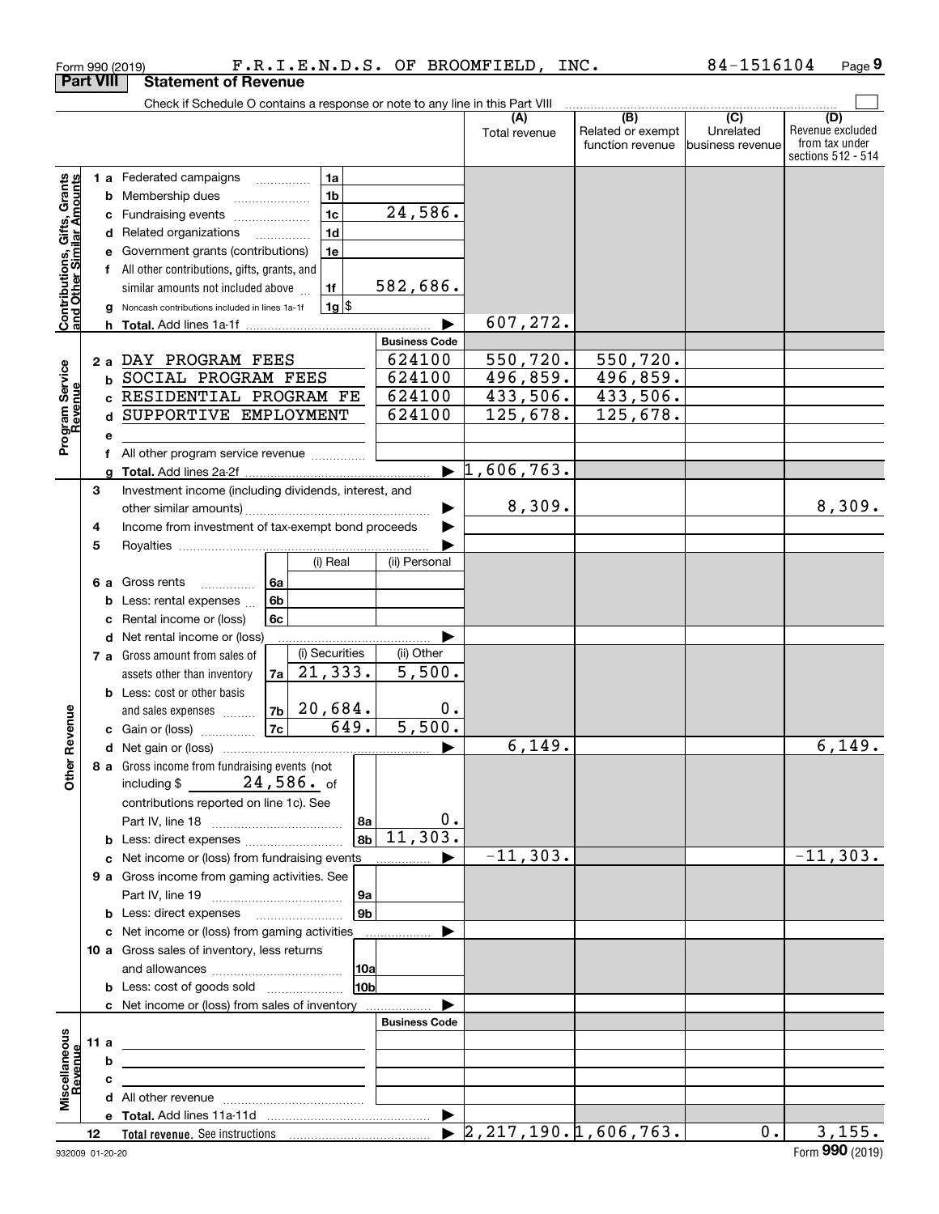Form 990 (2019) F.R.I.E.N.D.S. OF BROOMFIELD, INC. 84-1516104

## Part VIII Statement of Revenue

Check if Schedule O contains a response or note to any line in this Part VIII

| | | | | (A) Total revenue | (B) Related or exempt function revenue | (C) Unrelated business revenue | (D) Revenue excluded from tax under sections 512 - 514 |
|---|---|---|---|---|---|---|---|
| **Contributions, Gifts, Grants and Other Similar Amounts** | 1 a Federated campaigns | 1a | | | | | |
| | b Membership dues | 1b | | | | | |
| | c Fundraising events | 1c | 24,586. | | | | |
| | d Related organizations | 1d | | | | | |
| | e Government grants (contributions) | 1e | | | | | |
| | f All other contributions, gifts, grants, and similar amounts not included above | 1f | 582,686. | | | | |
| | g Noncash contributions included in lines 1a-1f | 1g | $ | | | | |
| | h Total. Add lines 1a-1f | | | 607,272. | | | |
| **Program Service Revenue** | | | Business Code | | | | |
| | 2 a DAY PROGRAM FEES | | 624100 | 550,720. | 550,720. | | |
| | b SOCIAL PROGRAM FEES | | 624100 | 496,859. | 496,859. | | |
| | c RESIDENTIAL PROGRAM FE | | 624100 | 433,506. | 433,506. | | |
| | d SUPPORTIVE EMPLOYMENT | | 624100 | 125,678. | 125,678. | | |
| | e | | | | | | |
| | f All other program service revenue | | | | | | |
| | g Total. Add lines 2a-2f | | | 1,606,763. | | | |
| **Other Revenue** | 3 Investment income (including dividends, interest, and other similar amounts) | | | 8,309. | | | 8,309. |
| | 4 Income from investment of tax-exempt bond proceeds | | | | | | |
| | 5 Royalties | | | | | | |
| | | (i) Real | (ii) Personal | | | | |
| | 6 a Gross rents (6a) | | | | | | |
| | b Less: rental expenses (6b) | | | | | | |
| | c Rental income or (loss) (6c) | | | | | | |
| | d Net rental income or (loss) | | | | | | |
| | | (i) Securities | (ii) Other | | | | |
| | 7 a Gross amount from sales of assets other than inventory (7a) | 21,333. | 5,500. | | | | |
| | b Less: cost or other basis and sales expenses (7b) | 20,684. | 0. | | | | |
| | c Gain or (loss) (7c) | 649. | 5,500. | | | | |
| | d Net gain or (loss) | | | 6,149. | | | 6,149. |
| | 8 a Gross income from fundraising events (not including $ 24,586. of contributions reported on line 1c). See Part IV, line 18 | 8a | 0. | | | | |
| | b Less: direct expenses | 8b | 11,303. | | | | |
| | c Net income or (loss) from fundraising events | | | -11,303. | | | -11,303. |
| | 9 a Gross income from gaming activities. See Part IV, line 19 | 9a | | | | | |
| | b Less: direct expenses | 9b | | | | | |
| | c Net income or (loss) from gaming activities | | | | | | |
| | 10 a Gross sales of inventory, less returns and allowances | 10a | | | | | |
| | b Less: cost of goods sold | 10b | | | | | |
| | c Net income or (loss) from sales of inventory | | | | | | |
| **Miscellaneous Revenue** | | | Business Code | | | | |
| | 11 a | | | | | | |
| | b | | | | | | |
| | c | | | | | | |
| | d All other revenue | | | | | | |
| | e Total. Add lines 11a-11d | | | | | | |
| | 12 Total revenue. See instructions | | | 2,217,190. | 1,606,763. | 0. | 3,155. |

932009 01-20-20 Form 990 (2019)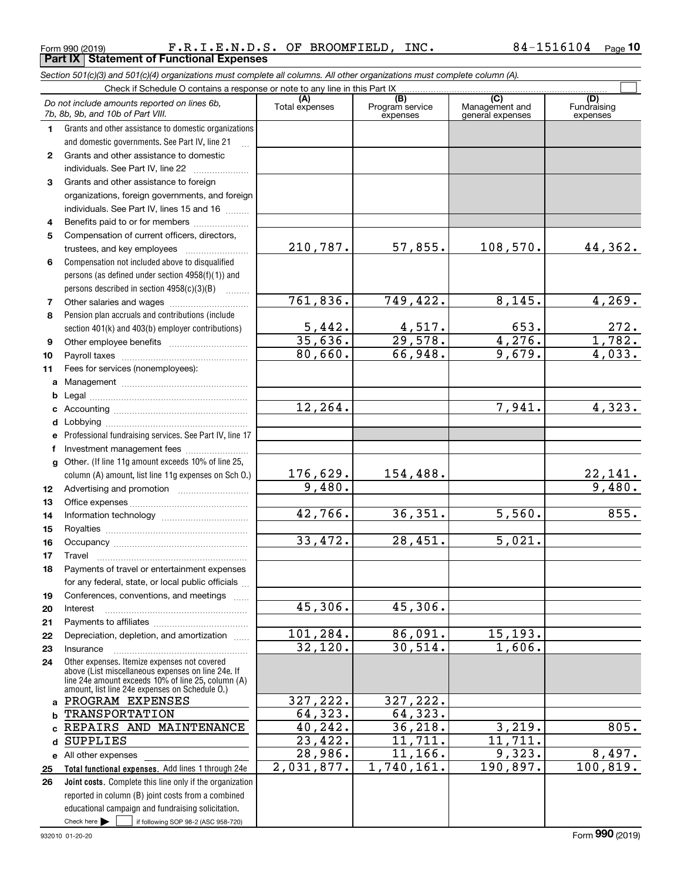Form 990 (2019) F.R.I.E.N.D.S. OF BROOMFIELD, INC. 84-1516104

## Part IX Statement of Functional Expenses

*Section 501(c)(3) and 501(c)(4) organizations must complete all columns. All other organizations must complete column (A).*

Check if Schedule O contains a response or note to any line in this Part IX ☐

| | *Do not include amounts reported on lines 6b, 7b, 8b, 9b, and 10b of Part VIII.* | (A) Total expenses | (B) Program service expenses | (C) Management and general expenses | (D) Fundraising expenses |
|---|---|---|---|---|---|
| 1 | Grants and other assistance to domestic organizations and domestic governments. See Part IV, line 21 | | | | |
| 2 | Grants and other assistance to domestic individuals. See Part IV, line 22 | | | | |
| 3 | Grants and other assistance to foreign organizations, foreign governments, and foreign individuals. See Part IV, lines 15 and 16 | | | | |
| 4 | Benefits paid to or for members | | | | |
| 5 | Compensation of current officers, directors, trustees, and key employees | 210,787. | 57,855. | 108,570. | 44,362. |
| 6 | Compensation not included above to disqualified persons (as defined under section 4958(f)(1)) and persons described in section 4958(c)(3)(B) | | | | |
| 7 | Other salaries and wages | 761,836. | 749,422. | 8,145. | 4,269. |
| 8 | Pension plan accruals and contributions (include section 401(k) and 403(b) employer contributions) | 5,442. | 4,517. | 653. | 272. |
| 9 | Other employee benefits | 35,636. | 29,578. | 4,276. | 1,782. |
| 10 | Payroll taxes | 80,660. | 66,948. | 9,679. | 4,033. |
| 11 | Fees for services (nonemployees): | | | | |
| a | Management | | | | |
| b | Legal | | | | |
| c | Accounting | 12,264. | | 7,941. | 4,323. |
| d | Lobbying | | | | |
| e | Professional fundraising services. See Part IV, line 17 | | | | |
| f | Investment management fees | | | | |
| g | Other. (If line 11g amount exceeds 10% of line 25, column (A) amount, list line 11g expenses on Sch O.) | 176,629. | 154,488. | | 22,141. |
| 12 | Advertising and promotion | 9,480. | | | 9,480. |
| 13 | Office expenses | | | | |
| 14 | Information technology | 42,766. | 36,351. | 5,560. | 855. |
| 15 | Royalties | | | | |
| 16 | Occupancy | 33,472. | 28,451. | 5,021. | |
| 17 | Travel | | | | |
| 18 | Payments of travel or entertainment expenses for any federal, state, or local public officials | | | | |
| 19 | Conferences, conventions, and meetings | | | | |
| 20 | Interest | 45,306. | 45,306. | | |
| 21 | Payments to affiliates | | | | |
| 22 | Depreciation, depletion, and amortization | 101,284. | 86,091. | 15,193. | |
| 23 | Insurance | 32,120. | 30,514. | 1,606. | |
| 24 | Other expenses. Itemize expenses not covered above (List miscellaneous expenses on line 24e. If line 24e amount exceeds 10% of line 25, column (A) amount, list line 24e expenses on Schedule O.) | | | | |
| a | PROGRAM EXPENSES | 327,222. | 327,222. | | |
| b | TRANSPORTATION | 64,323. | 64,323. | | |
| c | REPAIRS AND MAINTENANCE | 40,242. | 36,218. | 3,219. | 805. |
| d | SUPPLIES | 23,422. | 11,711. | 11,711. | |
| e | All other expenses | 28,986. | 11,166. | 9,323. | 8,497. |
| 25 | **Total functional expenses.** Add lines 1 through 24e | 2,031,877. | 1,740,161. | 190,897. | 100,819. |
| 26 | **Joint costs.** Complete this line only if the organization reported in column (B) joint costs from a combined educational campaign and fundraising solicitation. Check here ☐ if following SOP 98-2 (ASC 958-720) | | | | |

932010 01-20-20 Form **990** (2019)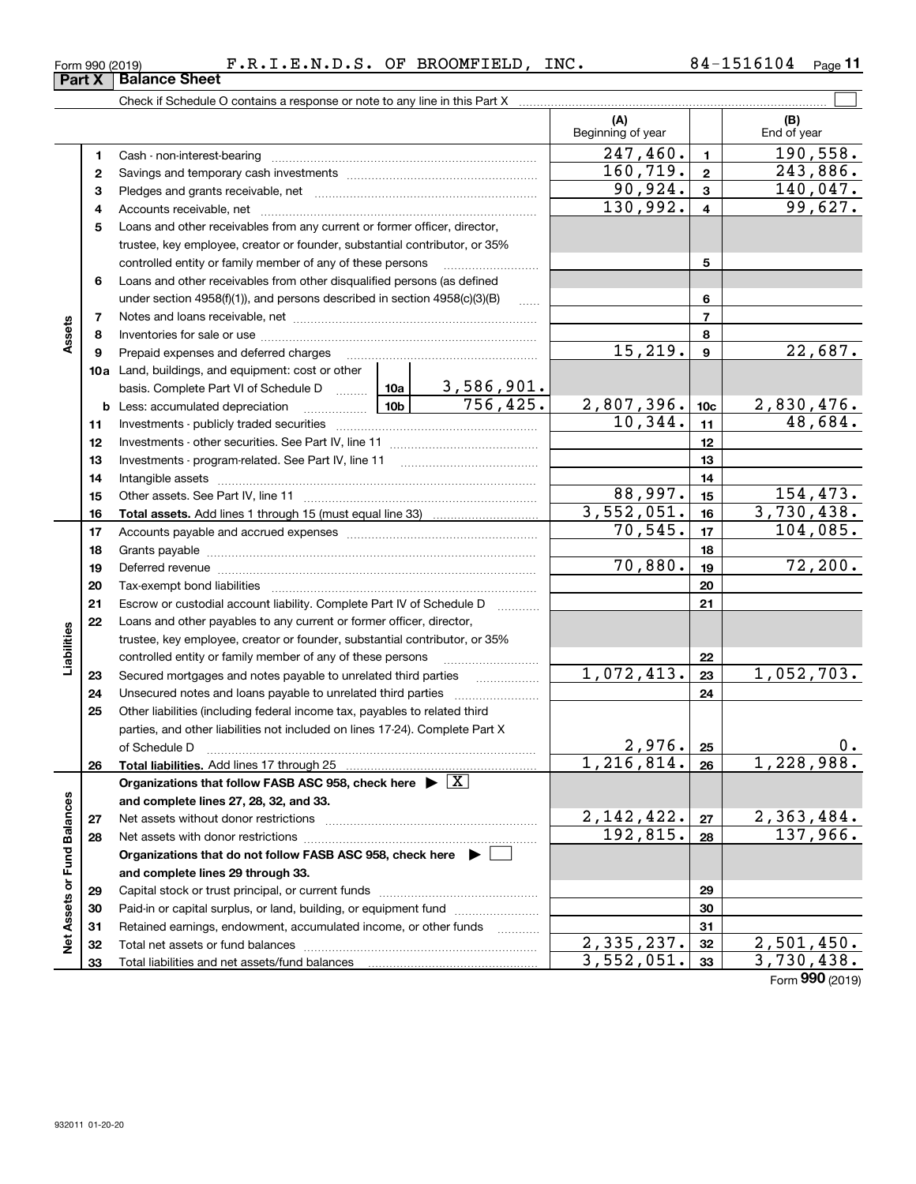Form 990 (2019) F.R.I.E.N.D.S. OF BROOMFIELD, INC. 84-1516104

## Part X Balance Sheet

Check if Schedule O contains a response or note to any line in this Part X ☐

| | | | | (A) Beginning of year | | (B) End of year |
|---|---|---|---|---|---|---|
| **Assets** | 1 | Cash - non-interest-bearing | | 247,460. | 1 | 190,558. |
| | 2 | Savings and temporary cash investments | | 160,719. | 2 | 243,886. |
| | 3 | Pledges and grants receivable, net | | 90,924. | 3 | 140,047. |
| | 4 | Accounts receivable, net | | 130,992. | 4 | 99,627. |
| | 5 | Loans and other receivables from any current or former officer, director, trustee, key employee, creator or founder, substantial contributor, or 35% controlled entity or family member of any of these persons | | | 5 | |
| | 6 | Loans and other receivables from other disqualified persons (as defined under section 4958(f)(1)), and persons described in section 4958(c)(3)(B) | | | 6 | |
| | 7 | Notes and loans receivable, net | | | 7 | |
| | 8 | Inventories for sale or use | | | 8 | |
| | 9 | Prepaid expenses and deferred charges | | 15,219. | 9 | 22,687. |
| | 10a | Land, buildings, and equipment: cost or other basis. Complete Part VI of Schedule D | 10a 3,586,901. | | | |
| | b | Less: accumulated depreciation | 10b 756,425. | 2,807,396. | 10c | 2,830,476. |
| | 11 | Investments - publicly traded securities | | 10,344. | 11 | 48,684. |
| | 12 | Investments - other securities. See Part IV, line 11 | | | 12 | |
| | 13 | Investments - program-related. See Part IV, line 11 | | | 13 | |
| | 14 | Intangible assets | | | 14 | |
| | 15 | Other assets. See Part IV, line 11 | | 88,997. | 15 | 154,473. |
| | 16 | **Total assets.** Add lines 1 through 15 (must equal line 33) | | 3,552,051. | 16 | 3,730,438. |
| **Liabilities** | 17 | Accounts payable and accrued expenses | | 70,545. | 17 | 104,085. |
| | 18 | Grants payable | | | 18 | |
| | 19 | Deferred revenue | | 70,880. | 19 | 72,200. |
| | 20 | Tax-exempt bond liabilities | | | 20 | |
| | 21 | Escrow or custodial account liability. Complete Part IV of Schedule D | | | 21 | |
| | 22 | Loans and other payables to any current or former officer, director, trustee, key employee, creator or founder, substantial contributor, or 35% controlled entity or family member of any of these persons | | | 22 | |
| | 23 | Secured mortgages and notes payable to unrelated third parties | | 1,072,413. | 23 | 1,052,703. |
| | 24 | Unsecured notes and loans payable to unrelated third parties | | | 24 | |
| | 25 | Other liabilities (including federal income tax, payables to related third parties, and other liabilities not included on lines 17-24). Complete Part X of Schedule D | | 2,976. | 25 | 0. |
| | 26 | **Total liabilities.** Add lines 17 through 25 | | 1,216,814. | 26 | 1,228,988. |
| **Net Assets or Fund Balances** | | **Organizations that follow FASB ASC 958, check here ▶ ☒ and complete lines 27, 28, 32, and 33.** | | | | |
| | 27 | Net assets without donor restrictions | | 2,142,422. | 27 | 2,363,484. |
| | 28 | Net assets with donor restrictions | | 192,815. | 28 | 137,966. |
| | | **Organizations that do not follow FASB ASC 958, check here ▶ ☐ and complete lines 29 through 33.** | | | | |
| | 29 | Capital stock or trust principal, or current funds | | | 29 | |
| | 30 | Paid-in or capital surplus, or land, building, or equipment fund | | | 30 | |
| | 31 | Retained earnings, endowment, accumulated income, or other funds | | | 31 | |
| | 32 | Total net assets or fund balances | | 2,335,237. | 32 | 2,501,450. |
| | 33 | Total liabilities and net assets/fund balances | | 3,552,051. | 33 | 3,730,438. |

Form **990** (2019)

932011 01-20-20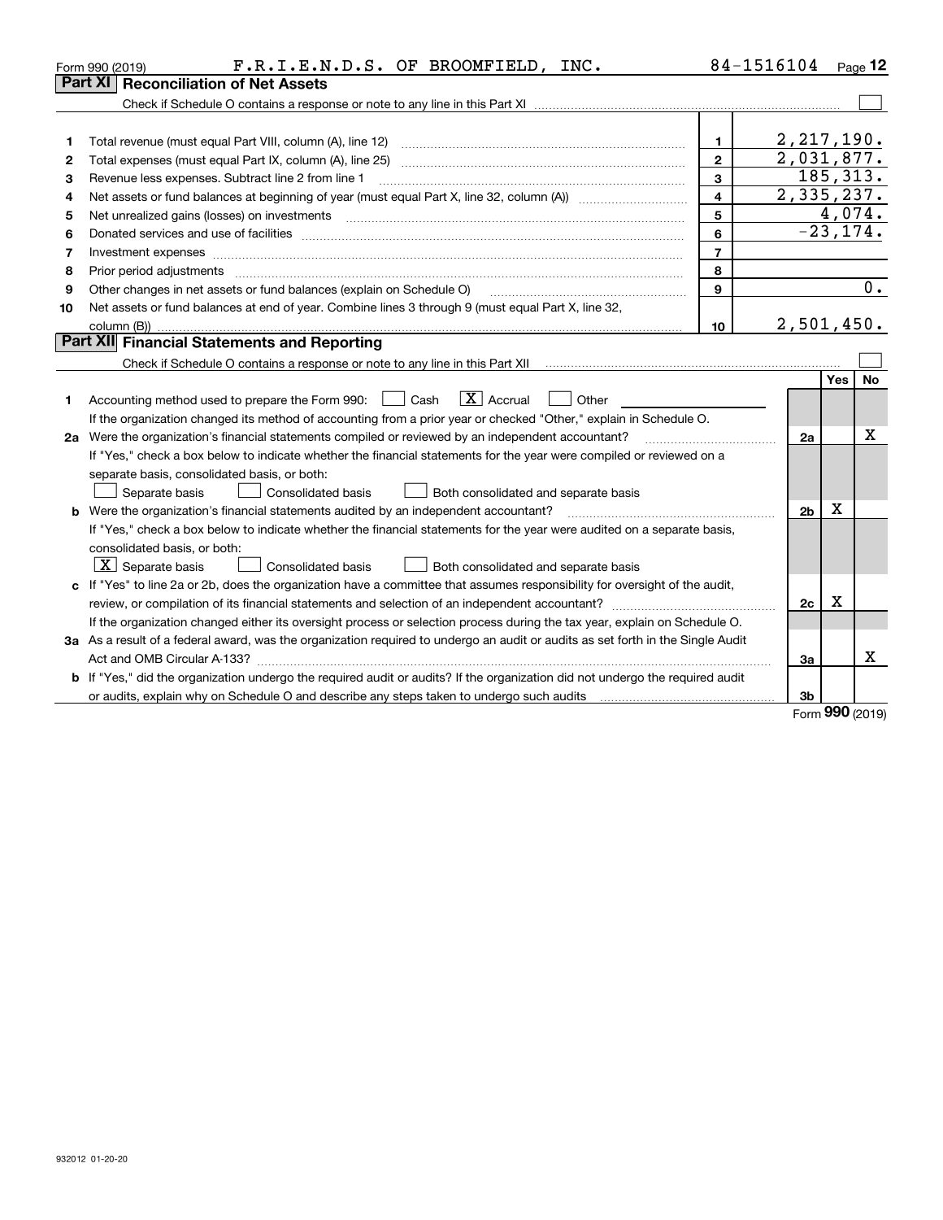Form 990 (2019) F.R.I.E.N.D.S. OF BROOMFIELD, INC. 84-1516104

## Part XI Reconciliation of Net Assets

Check if Schedule O contains a response or note to any line in this Part XI ☐

| | | | |
|---|---|---|---|
| 1 | Total revenue (must equal Part VIII, column (A), line 12) | 1 | 2,217,190. |
| 2 | Total expenses (must equal Part IX, column (A), line 25) | 2 | 2,031,877. |
| 3 | Revenue less expenses. Subtract line 2 from line 1 | 3 | 185,313. |
| 4 | Net assets or fund balances at beginning of year (must equal Part X, line 32, column (A)) | 4 | 2,335,237. |
| 5 | Net unrealized gains (losses) on investments | 5 | 4,074. |
| 6 | Donated services and use of facilities | 6 | -23,174. |
| 7 | Investment expenses | 7 | |
| 8 | Prior period adjustments | 8 | |
| 9 | Other changes in net assets or fund balances (explain on Schedule O) | 9 | 0. |
| 10 | Net assets or fund balances at end of year. Combine lines 3 through 9 (must equal Part X, line 32, column (B)) | 10 | 2,501,450. |

## Part XII Financial Statements and Reporting

Check if Schedule O contains a response or note to any line in this Part XII ☐

| | | | Yes | No |
|---|---|---|---|---|
| 1 | Accounting method used to prepare the Form 990: ☐ Cash ☒ Accrual ☐ Other<br>If the organization changed its method of accounting from a prior year or checked "Other," explain in Schedule O. | | | |
| 2a | Were the organization's financial statements compiled or reviewed by an independent accountant?<br>If "Yes," check a box below to indicate whether the financial statements for the year were compiled or reviewed on a separate basis, consolidated basis, or both:<br>☐ Separate basis ☐ Consolidated basis ☐ Both consolidated and separate basis | 2a | | X |
| b | Were the organization's financial statements audited by an independent accountant?<br>If "Yes," check a box below to indicate whether the financial statements for the year were audited on a separate basis, consolidated basis, or both:<br>☒ Separate basis ☐ Consolidated basis ☐ Both consolidated and separate basis | 2b | X | |
| c | If "Yes" to line 2a or 2b, does the organization have a committee that assumes responsibility for oversight of the audit, review, or compilation of its financial statements and selection of an independent accountant?<br>If the organization changed either its oversight process or selection process during the tax year, explain on Schedule O. | 2c | X | |
| 3a | As a result of a federal award, was the organization required to undergo an audit or audits as set forth in the Single Audit Act and OMB Circular A-133? | 3a | | X |
| b | If "Yes," did the organization undergo the required audit or audits? If the organization did not undergo the required audit or audits, explain why on Schedule O and describe any steps taken to undergo such audits | 3b | | |

Form 990 (2019)

932012 01-20-20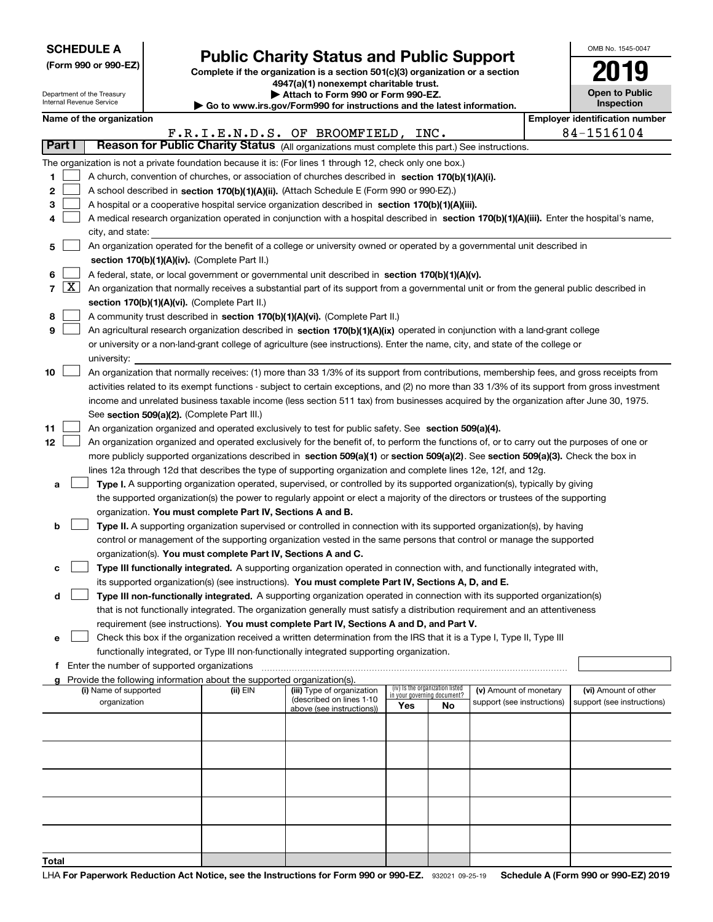**SCHEDULE A**
**(Form 990 or 990-EZ)**

Department of the Treasury
Internal Revenue Service

# Public Charity Status and Public Support

**Complete if the organization is a section 501(c)(3) organization or a section 4947(a)(1) nonexempt charitable trust.**
**▶ Attach to Form 990 or Form 990-EZ.**
**▶ Go to www.irs.gov/Form990 for instructions and the latest information.**

OMB No. 1545-0047

**2019**

**Open to Public Inspection**

**Name of the organization:** F.R.I.E.N.D.S. OF BROOMFIELD, INC.

**Employer identification number:** 84-1516104

## Part I — Reason for Public Charity Status (All organizations must complete this part.) See instructions.

The organization is not a private foundation because it is: (For lines 1 through 12, check only one box.)

1. [ ] A church, convention of churches, or association of churches described in **section 170(b)(1)(A)(i).**
2. [ ] A school described in **section 170(b)(1)(A)(ii).** (Attach Schedule E (Form 990 or 990-EZ).)
3. [ ] A hospital or a cooperative hospital service organization described in **section 170(b)(1)(A)(iii).**
4. [ ] A medical research organization operated in conjunction with a hospital described in **section 170(b)(1)(A)(iii).** Enter the hospital's name, city, and state:
5. [ ] An organization operated for the benefit of a college or university owned or operated by a governmental unit described in **section 170(b)(1)(A)(iv).** (Complete Part II.)
6. [ ] A federal, state, or local government or governmental unit described in **section 170(b)(1)(A)(v).**
7. [X] An organization that normally receives a substantial part of its support from a governmental unit or from the general public described in **section 170(b)(1)(A)(vi).** (Complete Part II.)
8. [ ] A community trust described in **section 170(b)(1)(A)(vi).** (Complete Part II.)
9. [ ] An agricultural research organization described in **section 170(b)(1)(A)(ix)** operated in conjunction with a land-grant college or university or a non-land-grant college of agriculture (see instructions). Enter the name, city, and state of the college or university:
10. [ ] An organization that normally receives: (1) more than 33 1/3% of its support from contributions, membership fees, and gross receipts from activities related to its exempt functions - subject to certain exceptions, and (2) no more than 33 1/3% of its support from gross investment income and unrelated business taxable income (less section 511 tax) from businesses acquired by the organization after June 30, 1975. See **section 509(a)(2).** (Complete Part III.)
11. [ ] An organization organized and operated exclusively to test for public safety. See **section 509(a)(4).**
12. [ ] An organization organized and operated exclusively for the benefit of, to perform the functions of, or to carry out the purposes of one or more publicly supported organizations described in **section 509(a)(1)** or **section 509(a)(2).** See **section 509(a)(3).** Check the box in lines 12a through 12d that describes the type of supporting organization and complete lines 12e, 12f, and 12g.
   - **a** [ ] **Type I.** A supporting organization operated, supervised, or controlled by its supported organization(s), typically by giving the supported organization(s) the power to regularly appoint or elect a majority of the directors or trustees of the supporting organization. **You must complete Part IV, Sections A and B.**
   - **b** [ ] **Type II.** A supporting organization supervised or controlled in connection with its supported organization(s), by having control or management of the supporting organization vested in the same persons that control or manage the supported organization(s). **You must complete Part IV, Sections A and C.**
   - **c** [ ] **Type III functionally integrated.** A supporting organization operated in connection with, and functionally integrated with, its supported organization(s) (see instructions). **You must complete Part IV, Sections A, D, and E.**
   - **d** [ ] **Type III non-functionally integrated.** A supporting organization operated in connection with its supported organization(s) that is not functionally integrated. The organization generally must satisfy a distribution requirement and an attentiveness requirement (see instructions). **You must complete Part IV, Sections A and D, and Part V.**
   - **e** [ ] Check this box if the organization received a written determination from the IRS that it is a Type I, Type II, Type III functionally integrated, or Type III non-functionally integrated supporting organization.
   - **f** Enter the number of supported organizations
   - **g** Provide the following information about the supported organization(s).

| (i) Name of supported organization | (ii) EIN | (iii) Type of organization (described on lines 1-10 above (see instructions)) | (iv) Is the organization listed in your governing document? Yes | No | (v) Amount of monetary support (see instructions) | (vi) Amount of other support (see instructions) |
|---|---|---|---|---|---|---|
| | | | | | | |
| | | | | | | |
| | | | | | | |
| | | | | | | |
| | | | | | | |
| **Total** | | | | | | |

LHA **For Paperwork Reduction Act Notice, see the Instructions for Form 990 or 990-EZ.** 932021 09-25-19 **Schedule A (Form 990 or 990-EZ) 2019**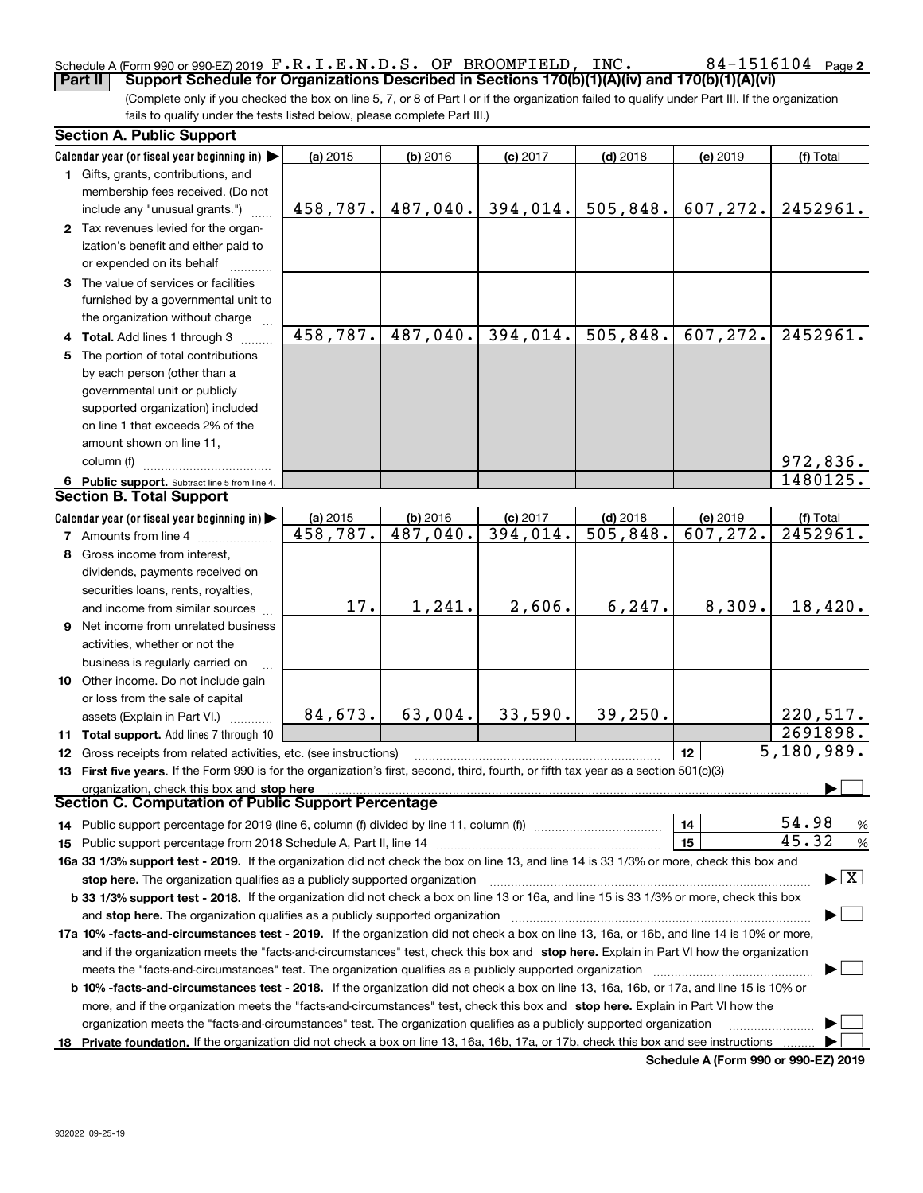Schedule A (Form 990 or 990-EZ) 2019 F.R.I.E.N.D.S. OF BROOMFIELD, INC. 84-1516104 Page 2

## Part II Support Schedule for Organizations Described in Sections 170(b)(1)(A)(iv) and 170(b)(1)(A)(vi)

(Complete only if you checked the box on line 5, 7, or 8 of Part I or if the organization failed to qualify under Part III. If the organization fails to qualify under the tests listed below, please complete Part III.)

### Section A. Public Support

| Calendar year (or fiscal year beginning in) ▶ | (a) 2015 | (b) 2016 | (c) 2017 | (d) 2018 | (e) 2019 | (f) Total |
|---|---|---|---|---|---|---|
| 1 Gifts, grants, contributions, and membership fees received. (Do not include any "unusual grants.") | 458,787. | 487,040. | 394,014. | 505,848. | 607,272. | 2452961. |
| 2 Tax revenues levied for the organization's benefit and either paid to or expended on its behalf | | | | | | |
| 3 The value of services or facilities furnished by a governmental unit to the organization without charge | | | | | | |
| 4 Total. Add lines 1 through 3 | 458,787. | 487,040. | 394,014. | 505,848. | 607,272. | 2452961. |
| 5 The portion of total contributions by each person (other than a governmental unit or publicly supported organization) included on line 1 that exceeds 2% of the amount shown on line 11, column (f) | | | | | | 972,836. |
| 6 Public support. Subtract line 5 from line 4. | | | | | | 1480125. |

### Section B. Total Support

| Calendar year (or fiscal year beginning in) ▶ | (a) 2015 | (b) 2016 | (c) 2017 | (d) 2018 | (e) 2019 | (f) Total |
|---|---|---|---|---|---|---|
| 7 Amounts from line 4 | 458,787. | 487,040. | 394,014. | 505,848. | 607,272. | 2452961. |
| 8 Gross income from interest, dividends, payments received on securities loans, rents, royalties, and income from similar sources | 17. | 1,241. | 2,606. | 6,247. | 8,309. | 18,420. |
| 9 Net income from unrelated business activities, whether or not the business is regularly carried on | | | | | | |
| 10 Other income. Do not include gain or loss from the sale of capital assets (Explain in Part VI.) | 84,673. | 63,004. | 33,590. | 39,250. | | 220,517. |
| 11 Total support. Add lines 7 through 10 | | | | | | 2691898. |

12 Gross receipts from related activities, etc. (see instructions) | 12 | 5,180,989.

13 **First five years.** If the Form 990 is for the organization's first, second, third, fourth, or fifth tax year as a section 501(c)(3) organization, check this box and **stop here** ▶ ☐

### Section C. Computation of Public Support Percentage

14 Public support percentage for 2019 (line 6, column (f) divided by line 11, column (f)) | 14 | 54.98 %

15 Public support percentage from 2018 Schedule A, Part II, line 14 | 15 | 45.32 %

**16a 33 1/3% support test - 2019.** If the organization did not check the box on line 13, and line 14 is 33 1/3% or more, check this box and **stop here.** The organization qualifies as a publicly supported organization ▶ ☒

**b 33 1/3% support test - 2018.** If the organization did not check a box on line 13 or 16a, and line 15 is 33 1/3% or more, check this box and **stop here.** The organization qualifies as a publicly supported organization ▶ ☐

**17a 10% -facts-and-circumstances test - 2019.** If the organization did not check a box on line 13, 16a, or 16b, and line 14 is 10% or more, and if the organization meets the "facts-and-circumstances" test, check this box and **stop here.** Explain in Part VI how the organization meets the "facts-and-circumstances" test. The organization qualifies as a publicly supported organization ▶ ☐

**b 10% -facts-and-circumstances test - 2018.** If the organization did not check a box on line 13, 16a, 16b, or 17a, and line 15 is 10% or more, and if the organization meets the "facts-and-circumstances" test, check this box and **stop here.** Explain in Part VI how the organization meets the "facts-and-circumstances" test. The organization qualifies as a publicly supported organization ▶ ☐

**18 Private foundation.** If the organization did not check a box on line 13, 16a, 16b, 17a, or 17b, check this box and see instructions ▶ ☐

**Schedule A (Form 990 or 990-EZ) 2019**

932022 09-25-19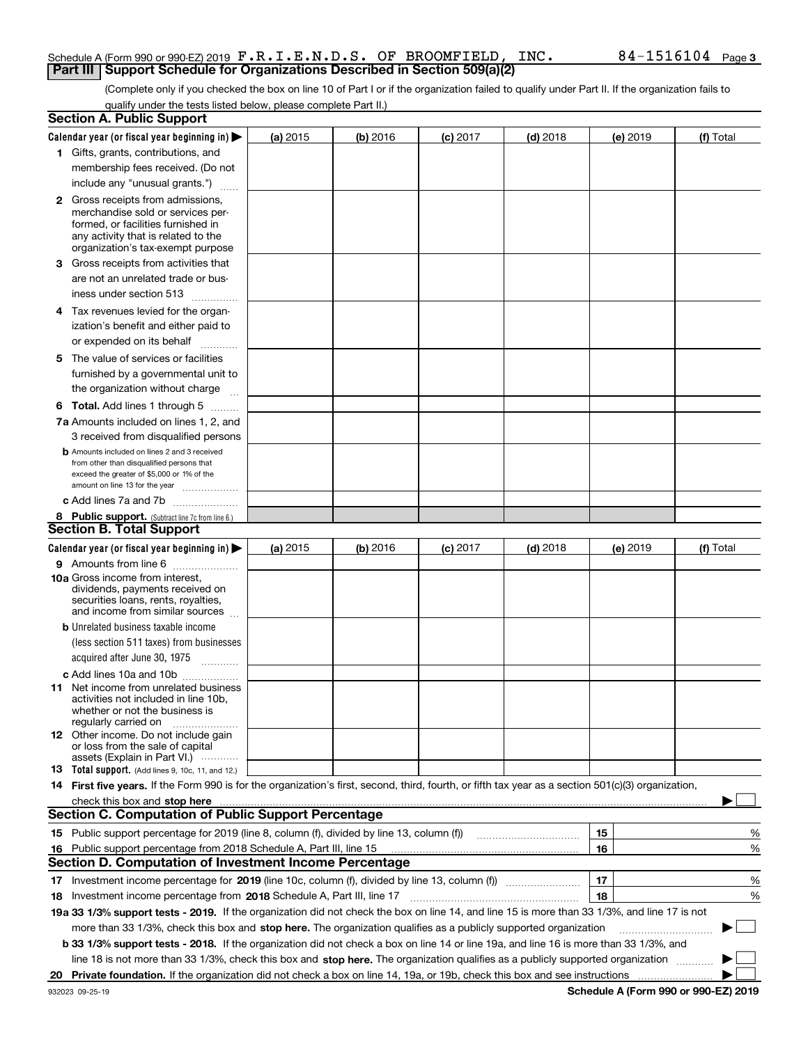Schedule A (Form 990 or 990-EZ) 2019 F.R.I.E.N.D.S. OF BROOMFIELD, INC. 84-1516104 Page 3

## Part III Support Schedule for Organizations Described in Section 509(a)(2)

(Complete only if you checked the box on line 10 of Part I or if the organization failed to qualify under Part II. If the organization fails to qualify under the tests listed below, please complete Part II.)

### Section A. Public Support

| Calendar year (or fiscal year beginning in) ▶ | (a) 2015 | (b) 2016 | (c) 2017 | (d) 2018 | (e) 2019 | (f) Total |
|---|---|---|---|---|---|---|
| **1** Gifts, grants, contributions, and membership fees received. (Do not include any "unusual grants.") | | | | | | |
| **2** Gross receipts from admissions, merchandise sold or services performed, or facilities furnished in any activity that is related to the organization's tax-exempt purpose | | | | | | |
| **3** Gross receipts from activities that are not an unrelated trade or business under section 513 | | | | | | |
| **4** Tax revenues levied for the organization's benefit and either paid to or expended on its behalf | | | | | | |
| **5** The value of services or facilities furnished by a governmental unit to the organization without charge | | | | | | |
| **6 Total.** Add lines 1 through 5 | | | | | | |
| **7a** Amounts included on lines 1, 2, and 3 received from disqualified persons | | | | | | |
| **b** Amounts included on lines 2 and 3 received from other than disqualified persons that exceed the greater of $5,000 or 1% of the amount on line 13 for the year | | | | | | |
| **c** Add lines 7a and 7b | | | | | | |
| **8 Public support.** (Subtract line 7c from line 6.) | | | | | | |

### Section B. Total Support

| Calendar year (or fiscal year beginning in) ▶ | (a) 2015 | (b) 2016 | (c) 2017 | (d) 2018 | (e) 2019 | (f) Total |
|---|---|---|---|---|---|---|
| **9** Amounts from line 6 | | | | | | |
| **10a** Gross income from interest, dividends, payments received on securities loans, rents, royalties, and income from similar sources | | | | | | |
| **b** Unrelated business taxable income (less section 511 taxes) from businesses acquired after June 30, 1975 | | | | | | |
| **c** Add lines 10a and 10b | | | | | | |
| **11** Net income from unrelated business activities not included in line 10b, whether or not the business is regularly carried on | | | | | | |
| **12** Other income. Do not include gain or loss from the sale of capital assets (Explain in Part VI.) | | | | | | |
| **13 Total support.** (Add lines 9, 10c, 11, and 12.) | | | | | | |

**14 First five years.** If the Form 990 is for the organization's first, second, third, fourth, or fifth tax year as a section 501(c)(3) organization, check this box and **stop here** ▶ ☐

### Section C. Computation of Public Support Percentage

| | | | |
|---|---|---|---|
| **15** | Public support percentage for 2019 (line 8, column (f), divided by line 13, column (f)) | 15 | % |
| **16** | Public support percentage from 2018 Schedule A, Part III, line 15 | 16 | % |

### Section D. Computation of Investment Income Percentage

| | | | |
|---|---|---|---|
| **17** | Investment income percentage for **2019** (line 10c, column (f), divided by line 13, column (f)) | 17 | % |
| **18** | Investment income percentage from **2018** Schedule A, Part III, line 17 | 18 | % |

**19a 33 1/3% support tests - 2019.** If the organization did not check the box on line 14, and line 15 is more than 33 1/3%, and line 17 is not more than 33 1/3%, check this box and **stop here.** The organization qualifies as a publicly supported organization ▶ ☐

**b 33 1/3% support tests - 2018.** If the organization did not check a box on line 14 or line 19a, and line 16 is more than 33 1/3%, and line 18 is not more than 33 1/3%, check this box and **stop here.** The organization qualifies as a publicly supported organization ▶ ☐

**20 Private foundation.** If the organization did not check a box on line 14, 19a, or 19b, check this box and see instructions ▶ ☐

932023 09-25-19 **Schedule A (Form 990 or 990-EZ) 2019**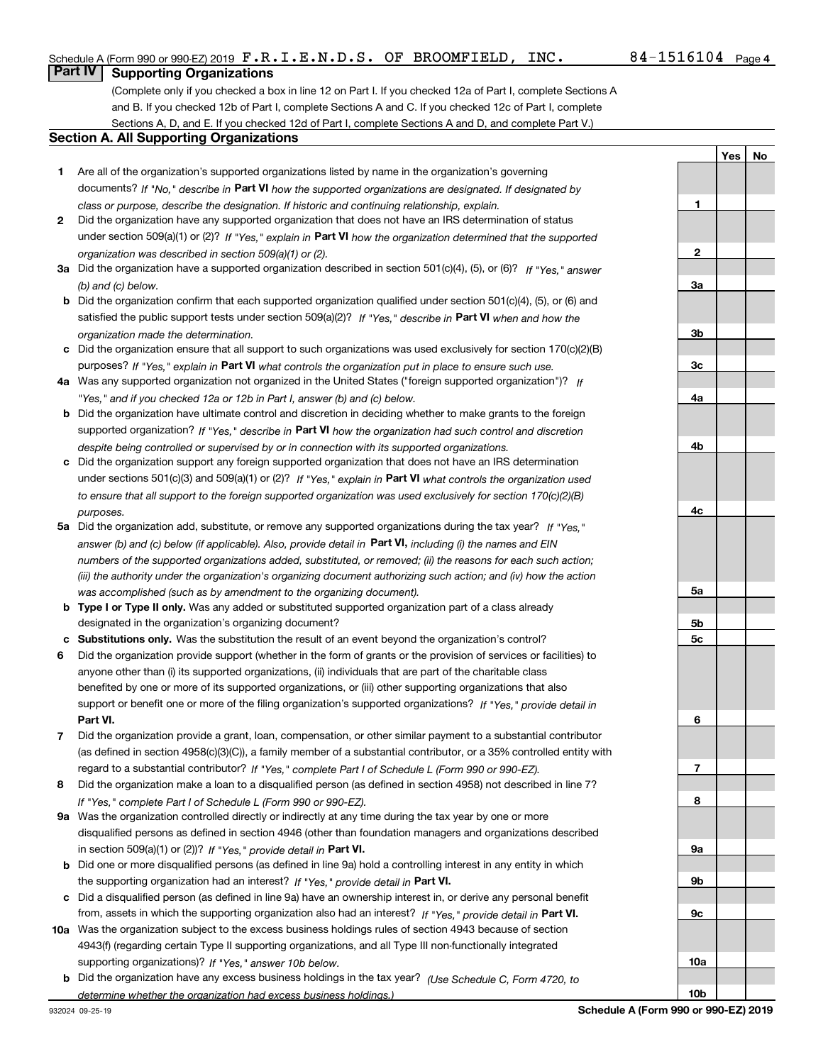Schedule A (Form 990 or 990-EZ) 2019 F.R.I.E.N.D.S. OF BROOMFIELD, INC. 84-1516104 Page 4

## Part IV Supporting Organizations

(Complete only if you checked a box in line 12 on Part I. If you checked 12a of Part I, complete Sections A and B. If you checked 12b of Part I, complete Sections A and C. If you checked 12c of Part I, complete Sections A, D, and E. If you checked 12d of Part I, complete Sections A and D, and complete Part V.)

### Section A. All Supporting Organizations

| | | | Yes | No |
|---|---|---|---|---|
| **1** | Are all of the organization's supported organizations listed by name in the organization's governing documents? *If "No," describe in* **Part VI** *how the supported organizations are designated. If designated by class or purpose, describe the designation. If historic and continuing relationship, explain.* | 1 | | |
| **2** | Did the organization have any supported organization that does not have an IRS determination of status under section 509(a)(1) or (2)? *If "Yes," explain in* **Part VI** *how the organization determined that the supported organization was described in section 509(a)(1) or (2).* | 2 | | |
| **3a** | Did the organization have a supported organization described in section 501(c)(4), (5), or (6)? *If "Yes," answer (b) and (c) below.* | 3a | | |
| **b** | Did the organization confirm that each supported organization qualified under section 501(c)(4), (5), or (6) and satisfied the public support tests under section 509(a)(2)? *If "Yes," describe in* **Part VI** *when and how the organization made the determination.* | 3b | | |
| **c** | Did the organization ensure that all support to such organizations was used exclusively for section 170(c)(2)(B) purposes? *If "Yes," explain in* **Part VI** *what controls the organization put in place to ensure such use.* | 3c | | |
| **4a** | Was any supported organization not organized in the United States ("foreign supported organization")? *If "Yes," and if you checked 12a or 12b in Part I, answer (b) and (c) below.* | 4a | | |
| **b** | Did the organization have ultimate control and discretion in deciding whether to make grants to the foreign supported organization? *If "Yes," describe in* **Part VI** *how the organization had such control and discretion despite being controlled or supervised by or in connection with its supported organizations.* | 4b | | |
| **c** | Did the organization support any foreign supported organization that does not have an IRS determination under sections 501(c)(3) and 509(a)(1) or (2)? *If "Yes," explain in* **Part VI** *what controls the organization used to ensure that all support to the foreign supported organization was used exclusively for section 170(c)(2)(B) purposes.* | 4c | | |
| **5a** | Did the organization add, substitute, or remove any supported organizations during the tax year? *If "Yes," answer (b) and (c) below (if applicable). Also, provide detail in* **Part VI,** *including (i) the names and EIN numbers of the supported organizations added, substituted, or removed; (ii) the reasons for each such action; (iii) the authority under the organization's organizing document authorizing such action; and (iv) how the action was accomplished (such as by amendment to the organizing document).* | 5a | | |
| **b** | **Type I or Type II only.** Was any added or substituted supported organization part of a class already designated in the organization's organizing document? | 5b | | |
| **c** | **Substitutions only.** Was the substitution the result of an event beyond the organization's control? | 5c | | |
| **6** | Did the organization provide support (whether in the form of grants or the provision of services or facilities) to anyone other than (i) its supported organizations, (ii) individuals that are part of the charitable class benefited by one or more of its supported organizations, or (iii) other supporting organizations that also support or benefit one or more of the filing organization's supported organizations? *If "Yes," provide detail in* **Part VI.** | 6 | | |
| **7** | Did the organization provide a grant, loan, compensation, or other similar payment to a substantial contributor (as defined in section 4958(c)(3)(C)), a family member of a substantial contributor, or a 35% controlled entity with regard to a substantial contributor? *If "Yes," complete Part I of Schedule L (Form 990 or 990-EZ).* | 7 | | |
| **8** | Did the organization make a loan to a disqualified person (as defined in section 4958) not described in line 7? *If "Yes," complete Part I of Schedule L (Form 990 or 990-EZ).* | 8 | | |
| **9a** | Was the organization controlled directly or indirectly at any time during the tax year by one or more disqualified persons as defined in section 4946 (other than foundation managers and organizations described in section 509(a)(1) or (2))? *If "Yes," provide detail in* **Part VI.** | 9a | | |
| **b** | Did one or more disqualified persons (as defined in line 9a) hold a controlling interest in any entity in which the supporting organization had an interest? *If "Yes," provide detail in* **Part VI.** | 9b | | |
| **c** | Did a disqualified person (as defined in line 9a) have an ownership interest in, or derive any personal benefit from, assets in which the supporting organization also had an interest? *If "Yes," provide detail in* **Part VI.** | 9c | | |
| **10a** | Was the organization subject to the excess business holdings rules of section 4943 because of section 4943(f) (regarding certain Type II supporting organizations, and all Type III non-functionally integrated supporting organizations)? *If "Yes," answer 10b below.* | 10a | | |
| **b** | Did the organization have any excess business holdings in the tax year? *(Use Schedule C, Form 4720, to determine whether the organization had excess business holdings.)* | 10b | | |

932024 09-25-19 **Schedule A (Form 990 or 990-EZ) 2019**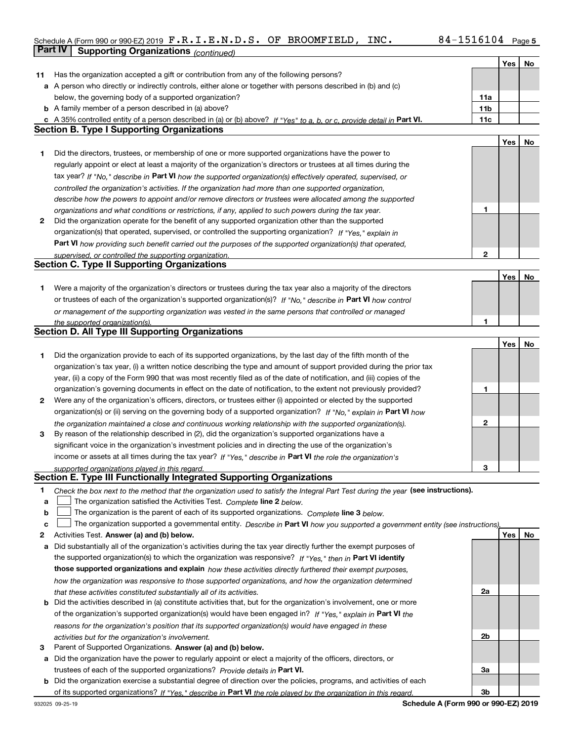Schedule A (Form 990 or 990-EZ) 2019 F.R.I.E.N.D.S. OF BROOMFIELD, INC. 84-1516104

## Part IV Supporting Organizations *(continued)*

| | | | Yes | No |
|---|---|---|---|---|
| **11** | Has the organization accepted a gift or contribution from any of the following persons? | | | |
| **a** | A person who directly or indirectly controls, either alone or together with persons described in (b) and (c) below, the governing body of a supported organization? | 11a | | |
| **b** | A family member of a person described in (a) above? | 11b | | |
| **c** | A 35% controlled entity of a person described in (a) or (b) above? *If "Yes" to a, b, or c, provide detail in* **Part VI.** | 11c | | |

### Section B. Type I Supporting Organizations

| | | | Yes | No |
|---|---|---|---|---|
| **1** | Did the directors, trustees, or membership of one or more supported organizations have the power to regularly appoint or elect at least a majority of the organization's directors or trustees at all times during the tax year? *If "No," describe in* **Part VI** *how the supported organization(s) effectively operated, supervised, or controlled the organization's activities. If the organization had more than one supported organization, describe how the powers to appoint and/or remove directors or trustees were allocated among the supported organizations and what conditions or restrictions, if any, applied to such powers during the tax year.* | 1 | | |
| **2** | Did the organization operate for the benefit of any supported organization other than the supported organization(s) that operated, supervised, or controlled the supporting organization? *If "Yes," explain in* **Part VI** *how providing such benefit carried out the purposes of the supported organization(s) that operated, supervised, or controlled the supporting organization.* | 2 | | |

### Section C. Type II Supporting Organizations

| | | | Yes | No |
|---|---|---|---|---|
| **1** | Were a majority of the organization's directors or trustees during the tax year also a majority of the directors or trustees of each of the organization's supported organization(s)? *If "No," describe in* **Part VI** *how control or management of the supporting organization was vested in the same persons that controlled or managed the supported organization(s).* | 1 | | |

### Section D. All Type III Supporting Organizations

| | | | Yes | No |
|---|---|---|---|---|
| **1** | Did the organization provide to each of its supported organizations, by the last day of the fifth month of the organization's tax year, (i) a written notice describing the type and amount of support provided during the prior tax year, (ii) a copy of the Form 990 that was most recently filed as of the date of notification, and (iii) copies of the organization's governing documents in effect on the date of notification, to the extent not previously provided? | 1 | | |
| **2** | Were any of the organization's officers, directors, or trustees either (i) appointed or elected by the supported organization(s) or (ii) serving on the governing body of a supported organization? *If "No," explain in* **Part VI** *how the organization maintained a close and continuous working relationship with the supported organization(s).* | 2 | | |
| **3** | By reason of the relationship described in (2), did the organization's supported organizations have a significant voice in the organization's investment policies and in directing the use of the organization's income or assets at all times during the tax year? *If "Yes," describe in* **Part VI** *the role the organization's supported organizations played in this regard.* | 3 | | |

### Section E. Type III Functionally Integrated Supporting Organizations

**1** *Check the box next to the method that the organization used to satisfy the Integral Part Test during the year* **(see instructions).**

- **a** ☐ The organization satisfied the Activities Test. *Complete* **line 2** *below.*
- **b** ☐ The organization is the parent of each of its supported organizations. *Complete* **line 3** *below.*
- **c** ☐ The organization supported a governmental entity. *Describe in* **Part VI** *how you supported a government entity (see instructions).*

| | | | Yes | No |
|---|---|---|---|---|
| **2** | Activities Test. **Answer (a) and (b) below.** | | | |
| **a** | Did substantially all of the organization's activities during the tax year directly further the exempt purposes of the supported organization(s) to which the organization was responsive? *If "Yes," then in* **Part VI identify those supported organizations and explain** *how these activities directly furthered their exempt purposes, how the organization was responsive to those supported organizations, and how the organization determined that these activities constituted substantially all of its activities.* | 2a | | |
| **b** | Did the activities described in (a) constitute activities that, but for the organization's involvement, one or more of the organization's supported organization(s) would have been engaged in? *If "Yes," explain in* **Part VI** *the reasons for the organization's position that its supported organization(s) would have engaged in these activities but for the organization's involvement.* | 2b | | |
| **3** | Parent of Supported Organizations. **Answer (a) and (b) below.** | | | |
| **a** | Did the organization have the power to regularly appoint or elect a majority of the officers, directors, or trustees of each of the supported organizations? *Provide details in* **Part VI.** | 3a | | |
| **b** | Did the organization exercise a substantial degree of direction over the policies, programs, and activities of each of its supported organizations? *If "Yes," describe in* **Part VI** *the role played by the organization in this regard.* | 3b | | |

932025 09-25-19 **Schedule A (Form 990 or 990-EZ) 2019**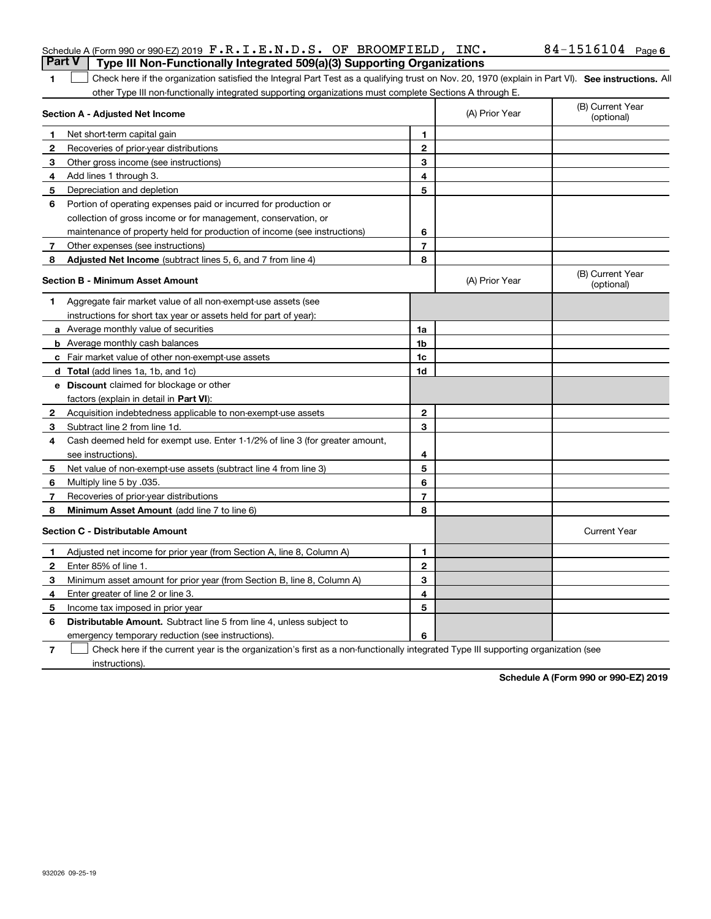Schedule A (Form 990 or 990-EZ) 2019 F.R.I.E.N.D.S. OF BROOMFIELD, INC. 84-1516104 Page 6

## Part V Type III Non-Functionally Integrated 509(a)(3) Supporting Organizations

**1** ☐ Check here if the organization satisfied the Integral Part Test as a qualifying trust on Nov. 20, 1970 (explain in Part VI). **See instructions.** All other Type III non-functionally integrated supporting organizations must complete Sections A through E.

| **Section A - Adjusted Net Income** | | (A) Prior Year | (B) Current Year (optional) |
|---|---|---|---|
| **1** Net short-term capital gain | 1 | | |
| **2** Recoveries of prior-year distributions | 2 | | |
| **3** Other gross income (see instructions) | 3 | | |
| **4** Add lines 1 through 3. | 4 | | |
| **5** Depreciation and depletion | 5 | | |
| **6** Portion of operating expenses paid or incurred for production or collection of gross income or for management, conservation, or maintenance of property held for production of income (see instructions) | 6 | | |
| **7** Other expenses (see instructions) | 7 | | |
| **8** **Adjusted Net Income** (subtract lines 5, 6, and 7 from line 4) | 8 | | |

| **Section B - Minimum Asset Amount** | | (A) Prior Year | (B) Current Year (optional) |
|---|---|---|---|
| **1** Aggregate fair market value of all non-exempt-use assets (see instructions for short tax year or assets held for part of year): | | | |
| **a** Average monthly value of securities | 1a | | |
| **b** Average monthly cash balances | 1b | | |
| **c** Fair market value of other non-exempt-use assets | 1c | | |
| **d** **Total** (add lines 1a, 1b, and 1c) | 1d | | |
| **e** **Discount** claimed for blockage or other factors (explain in detail in **Part VI**): | | | |
| **2** Acquisition indebtedness applicable to non-exempt-use assets | 2 | | |
| **3** Subtract line 2 from line 1d. | 3 | | |
| **4** Cash deemed held for exempt use. Enter 1-1/2% of line 3 (for greater amount, see instructions). | 4 | | |
| **5** Net value of non-exempt-use assets (subtract line 4 from line 3) | 5 | | |
| **6** Multiply line 5 by .035. | 6 | | |
| **7** Recoveries of prior-year distributions | 7 | | |
| **8** **Minimum Asset Amount** (add line 7 to line 6) | 8 | | |

| **Section C - Distributable Amount** | | | Current Year |
|---|---|---|---|
| **1** Adjusted net income for prior year (from Section A, line 8, Column A) | 1 | | |
| **2** Enter 85% of line 1. | 2 | | |
| **3** Minimum asset amount for prior year (from Section B, line 8, Column A) | 3 | | |
| **4** Enter greater of line 2 or line 3. | 4 | | |
| **5** Income tax imposed in prior year | 5 | | |
| **6** **Distributable Amount.** Subtract line 5 from line 4, unless subject to emergency temporary reduction (see instructions). | 6 | | |

**7** ☐ Check here if the current year is the organization's first as a non-functionally integrated Type III supporting organization (see instructions).

**Schedule A (Form 990 or 990-EZ) 2019**

932026 09-25-19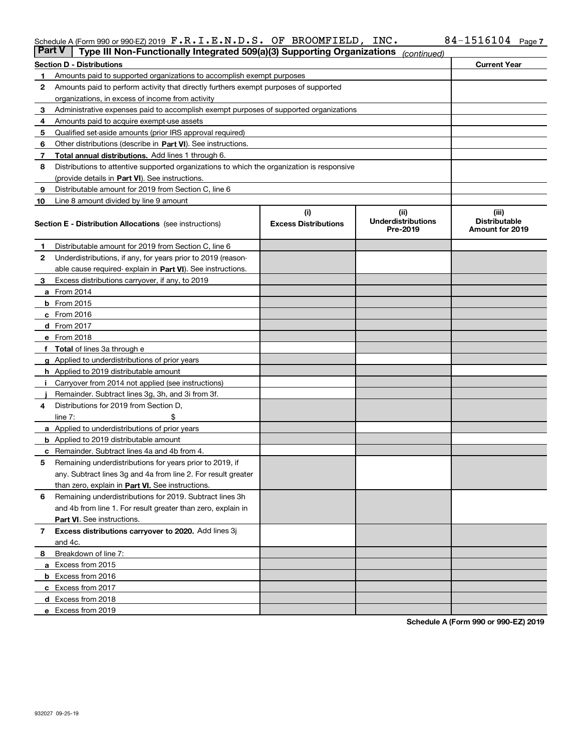Schedule A (Form 990 or 990-EZ) 2019 F.R.I.E.N.D.S. OF BROOMFIELD, INC. 84-1516104 Page 7

**Part V | Type III Non-Functionally Integrated 509(a)(3) Supporting Organizations** *(continued)*

| Section D - Distributions | | Current Year |
|---|---|---|
| 1 | Amounts paid to supported organizations to accomplish exempt purposes | |
| 2 | Amounts paid to perform activity that directly furthers exempt purposes of supported organizations, in excess of income from activity | |
| 3 | Administrative expenses paid to accomplish exempt purposes of supported organizations | |
| 4 | Amounts paid to acquire exempt-use assets | |
| 5 | Qualified set-aside amounts (prior IRS approval required) | |
| 6 | Other distributions (describe in **Part VI**). See instructions. | |
| 7 | **Total annual distributions.** Add lines 1 through 6. | |
| 8 | Distributions to attentive supported organizations to which the organization is responsive (provide details in **Part VI**). See instructions. | |
| 9 | Distributable amount for 2019 from Section C, line 6 | |
| 10 | Line 8 amount divided by line 9 amount | |

| Section E - Distribution Allocations (see instructions) | | (i) Excess Distributions | (ii) Underdistributions Pre-2019 | (iii) Distributable Amount for 2019 |
|---|---|---|---|---|
| 1 | Distributable amount for 2019 from Section C, line 6 | | | |
| 2 | Underdistributions, if any, for years prior to 2019 (reasonable cause required- explain in **Part VI**). See instructions. | | | |
| 3 | Excess distributions carryover, if any, to 2019 | | | |
| a | From 2014 | | | |
| b | From 2015 | | | |
| c | From 2016 | | | |
| d | From 2017 | | | |
| e | From 2018 | | | |
| f | **Total** of lines 3a through e | | | |
| g | Applied to underdistributions of prior years | | | |
| h | Applied to 2019 distributable amount | | | |
| i | Carryover from 2014 not applied (see instructions) | | | |
| j | Remainder. Subtract lines 3g, 3h, and 3i from 3f. | | | |
| 4 | Distributions for 2019 from Section D, line 7: $ | | | |
| a | Applied to underdistributions of prior years | | | |
| b | Applied to 2019 distributable amount | | | |
| c | Remainder. Subtract lines 4a and 4b from 4. | | | |
| 5 | Remaining underdistributions for years prior to 2019, if any. Subtract lines 3g and 4a from line 2. For result greater than zero, explain in **Part VI**. See instructions. | | | |
| 6 | Remaining underdistributions for 2019. Subtract lines 3h and 4b from line 1. For result greater than zero, explain in **Part VI**. See instructions. | | | |
| 7 | **Excess distributions carryover to 2020.** Add lines 3j and 4c. | | | |
| 8 | Breakdown of line 7: | | | |
| a | Excess from 2015 | | | |
| b | Excess from 2016 | | | |
| c | Excess from 2017 | | | |
| d | Excess from 2018 | | | |
| e | Excess from 2019 | | | |

**Schedule A (Form 990 or 990-EZ) 2019**

932027 09-25-19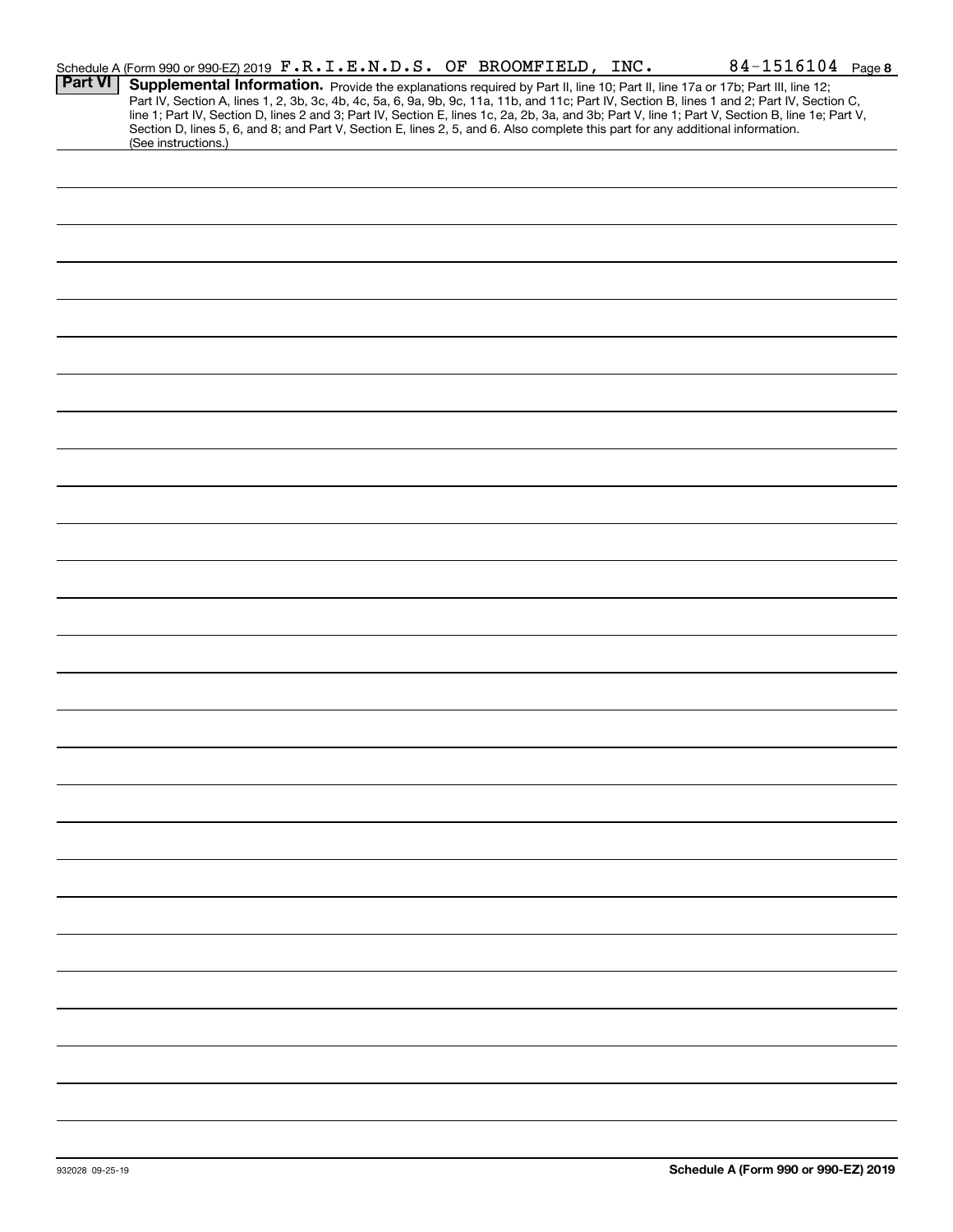Schedule A (Form 990 or 990-EZ) 2019 F.R.I.E.N.D.S. OF BROOMFIELD, INC. 84-1516104 Page 8

## Part VI Supplemental Information.

Provide the explanations required by Part II, line 10; Part II, line 17a or 17b; Part III, line 12; Part IV, Section A, lines 1, 2, 3b, 3c, 4b, 4c, 5a, 6, 9a, 9b, 9c, 11a, 11b, and 11c; Part IV, Section B, lines 1 and 2; Part IV, Section C, line 1; Part IV, Section D, lines 2 and 3; Part IV, Section E, lines 1c, 2a, 2b, 3a, and 3b; Part V, line 1; Part V, Section B, line 1e; Part V, Section D, lines 5, 6, and 8; and Part V, Section E, lines 2, 5, and 6. Also complete this part for any additional information. (See instructions.)

932028 09-25-19

**Schedule A (Form 990 or 990-EZ) 2019**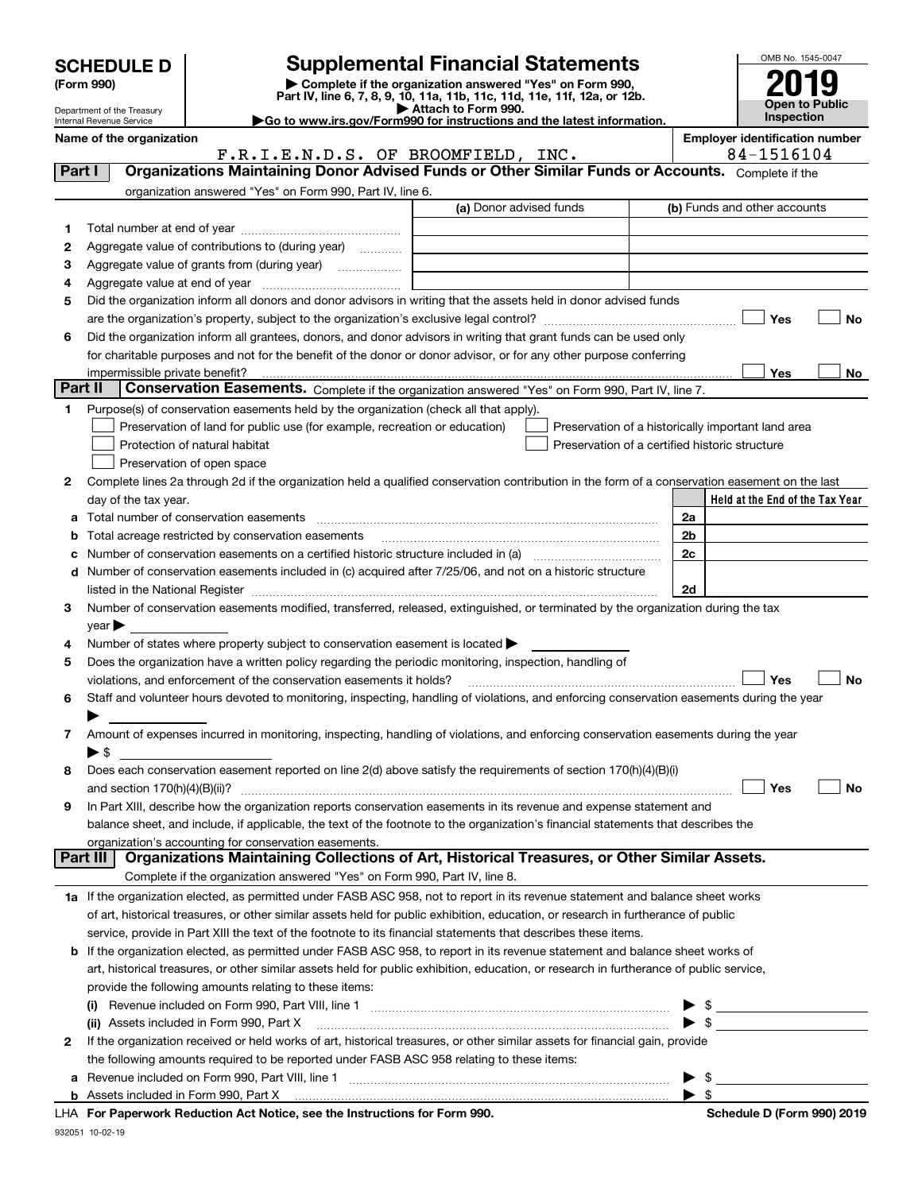# SCHEDULE D (Form 990)

Department of the Treasury
Internal Revenue Service

## Supplemental Financial Statements

▶ Complete if the organization answered "Yes" on Form 990, Part IV, line 6, 7, 8, 9, 10, 11a, 11b, 11c, 11d, 11e, 11f, 12a, or 12b.
▶ Attach to Form 990.
▶Go to www.irs.gov/Form990 for instructions and the latest information.

OMB No. 1545-0047

**2019**

**Open to Public Inspection**

**Name of the organization:** F.R.I.E.N.D.S. OF BROOMFIELD, INC.

**Employer identification number:** 84-1516104

### Part I — Organizations Maintaining Donor Advised Funds or Other Similar Funds or Accounts. Complete if the organization answered "Yes" on Form 990, Part IV, line 6.

| | | (a) Donor advised funds | (b) Funds and other accounts |
|---|---|---|---|
| 1 | Total number at end of year | | |
| 2 | Aggregate value of contributions to (during year) | | |
| 3 | Aggregate value of grants from (during year) | | |
| 4 | Aggregate value at end of year | | |

5 Did the organization inform all donors and donor advisors in writing that the assets held in donor advised funds are the organization's property, subject to the organization's exclusive legal control? ☐ Yes ☐ No

6 Did the organization inform all grantees, donors, and donor advisors in writing that grant funds can be used only for charitable purposes and not for the benefit of the donor or donor advisor, or for any other purpose conferring impermissible private benefit? ☐ Yes ☐ No

### Part II — Conservation Easements. Complete if the organization answered "Yes" on Form 990, Part IV, line 7.

1 Purpose(s) of conservation easements held by the organization (check all that apply).

☐ Preservation of land for public use (for example, recreation or education)
☐ Protection of natural habitat
☐ Preservation of open space
☐ Preservation of a historically important land area
☐ Preservation of a certified historic structure

2 Complete lines 2a through 2d if the organization held a qualified conservation contribution in the form of a conservation easement on the last day of the tax year.

| | | | Held at the End of the Tax Year |
|---|---|---|---|
| a | Total number of conservation easements | 2a | |
| b | Total acreage restricted by conservation easements | 2b | |
| c | Number of conservation easements on a certified historic structure included in (a) | 2c | |
| d | Number of conservation easements included in (c) acquired after 7/25/06, and not on a historic structure listed in the National Register | 2d | |

3 Number of conservation easements modified, transferred, released, extinguished, or terminated by the organization during the tax year ▶

4 Number of states where property subject to conservation easement is located ▶

5 Does the organization have a written policy regarding the periodic monitoring, inspection, handling of violations, and enforcement of the conservation easements it holds? ☐ Yes ☐ No

6 Staff and volunteer hours devoted to monitoring, inspecting, handling of violations, and enforcing conservation easements during the year ▶

7 Amount of expenses incurred in monitoring, inspecting, handling of violations, and enforcing conservation easements during the year ▶ $

8 Does each conservation easement reported on line 2(d) above satisfy the requirements of section 170(h)(4)(B)(i) and section 170(h)(4)(B)(ii)? ☐ Yes ☐ No

9 In Part XIII, describe how the organization reports conservation easements in its revenue and expense statement and balance sheet, and include, if applicable, the text of the footnote to the organization's financial statements that describes the organization's accounting for conservation easements.

### Part III — Organizations Maintaining Collections of Art, Historical Treasures, or Other Similar Assets. Complete if the organization answered "Yes" on Form 990, Part IV, line 8.

1a If the organization elected, as permitted under FASB ASC 958, not to report in its revenue statement and balance sheet works of art, historical treasures, or other similar assets held for public exhibition, education, or research in furtherance of public service, provide in Part XIII the text of the footnote to its financial statements that describes these items.

b If the organization elected, as permitted under FASB ASC 958, to report in its revenue statement and balance sheet works of art, historical treasures, or other similar assets held for public exhibition, education, or research in furtherance of public service, provide the following amounts relating to these items:

(i) Revenue included on Form 990, Part VIII, line 1 ▶ $

(ii) Assets included in Form 990, Part X ▶ $

2 If the organization received or held works of art, historical treasures, or other similar assets for financial gain, provide the following amounts required to be reported under FASB ASC 958 relating to these items:

a Revenue included on Form 990, Part VIII, line 1 ▶ $

b Assets included in Form 990, Part X ▶ $

LHA For Paperwork Reduction Act Notice, see the Instructions for Form 990. Schedule D (Form 990) 2019

932051 10-02-19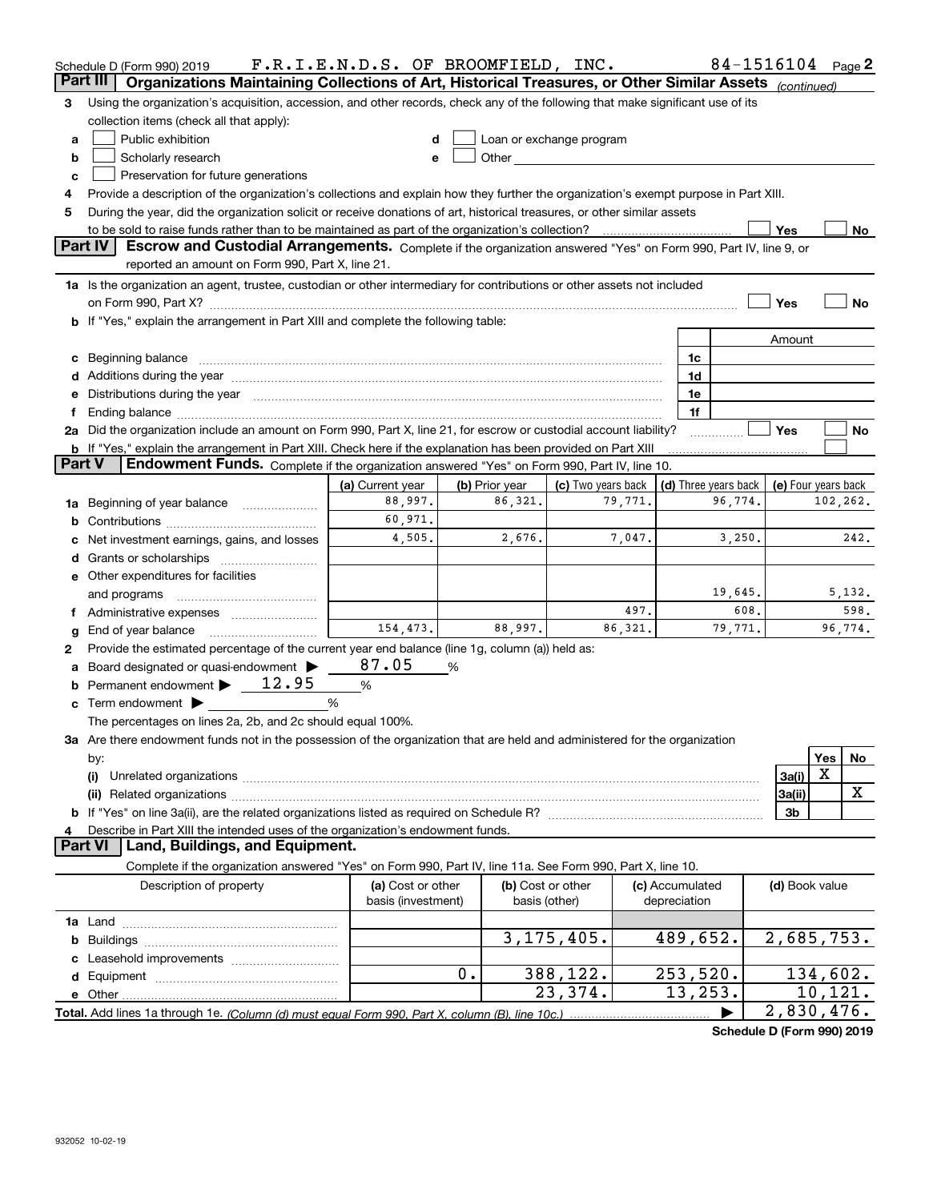Schedule D (Form 990) 2019 F.R.I.E.N.D.S. OF BROOMFIELD, INC. 84-1516104 Page 2

## Part III Organizations Maintaining Collections of Art, Historical Treasures, or Other Similar Assets *(continued)*

3 Using the organization's acquisition, accession, and other records, check any of the following that make significant use of its collection items (check all that apply):

a ☐ Public exhibition
b ☐ Scholarly research
c ☐ Preservation for future generations
d ☐ Loan or exchange program
e ☐ Other

4 Provide a description of the organization's collections and explain how they further the organization's exempt purpose in Part XIII.

5 During the year, did the organization solicit or receive donations of art, historical treasures, or other similar assets to be sold to raise funds rather than to be maintained as part of the organization's collection? ☐ Yes ☐ No

## Part IV Escrow and Custodial Arrangements.
Complete if the organization answered "Yes" on Form 990, Part IV, line 9, or reported an amount on Form 990, Part X, line 21.

1a Is the organization an agent, trustee, custodian or other intermediary for contributions or other assets not included on Form 990, Part X? ☐ Yes ☐ No

b If "Yes," explain the arrangement in Part XIII and complete the following table:

| | | Amount |
|---|---|---|
| c Beginning balance | 1c | |
| d Additions during the year | 1d | |
| e Distributions during the year | 1e | |
| f Ending balance | 1f | |

2a Did the organization include an amount on Form 990, Part X, line 21, for escrow or custodial account liability? ☐ Yes ☐ No

b If "Yes," explain the arrangement in Part XIII. Check here if the explanation has been provided on Part XIII ☐

## Part V Endowment Funds.
Complete if the organization answered "Yes" on Form 990, Part IV, line 10.

| | (a) Current year | (b) Prior year | (c) Two years back | (d) Three years back | (e) Four years back |
|---|---|---|---|---|---|
| 1a Beginning of year balance | 88,997. | 86,321. | 79,771. | 96,774. | 102,262. |
| b Contributions | 60,971. | | | | |
| c Net investment earnings, gains, and losses | 4,505. | 2,676. | 7,047. | 3,250. | 242. |
| d Grants or scholarships | | | | | |
| e Other expenditures for facilities and programs | | | | 19,645. | 5,132. |
| f Administrative expenses | | | 497. | 608. | 598. |
| g End of year balance | 154,473. | 88,997. | 86,321. | 79,771. | 96,774. |

2 Provide the estimated percentage of the current year end balance (line 1g, column (a)) held as:

a Board designated or quasi-endowment ▶ 87.05 %
b Permanent endowment ▶ 12.95 %
c Term endowment ▶ %

The percentages on lines 2a, 2b, and 2c should equal 100%.

3a Are there endowment funds not in the possession of the organization that are held and administered for the organization by:

| | | Yes | No |
|---|---|---|---|
| (i) Unrelated organizations | 3a(i) | X | |
| (ii) Related organizations | 3a(ii) | | X |
| b If "Yes" on line 3a(ii), are the related organizations listed as required on Schedule R? | 3b | | |

4 Describe in Part XIII the intended uses of the organization's endowment funds.

## Part VI Land, Buildings, and Equipment.

Complete if the organization answered "Yes" on Form 990, Part IV, line 11a. See Form 990, Part X, line 10.

| Description of property | (a) Cost or other basis (investment) | (b) Cost or other basis (other) | (c) Accumulated depreciation | (d) Book value |
|---|---|---|---|---|
| 1a Land | | | | |
| b Buildings | | 3,175,405. | 489,652. | 2,685,753. |
| c Leasehold improvements | | | | |
| d Equipment | 0. | 388,122. | 253,520. | 134,602. |
| e Other | | 23,374. | 13,253. | 10,121. |
| **Total.** Add lines 1a through 1e. *(Column (d) must equal Form 990, Part X, column (B), line 10c.)* | | | ▶ | 2,830,476. |

**Schedule D (Form 990) 2019**

932052 10-02-19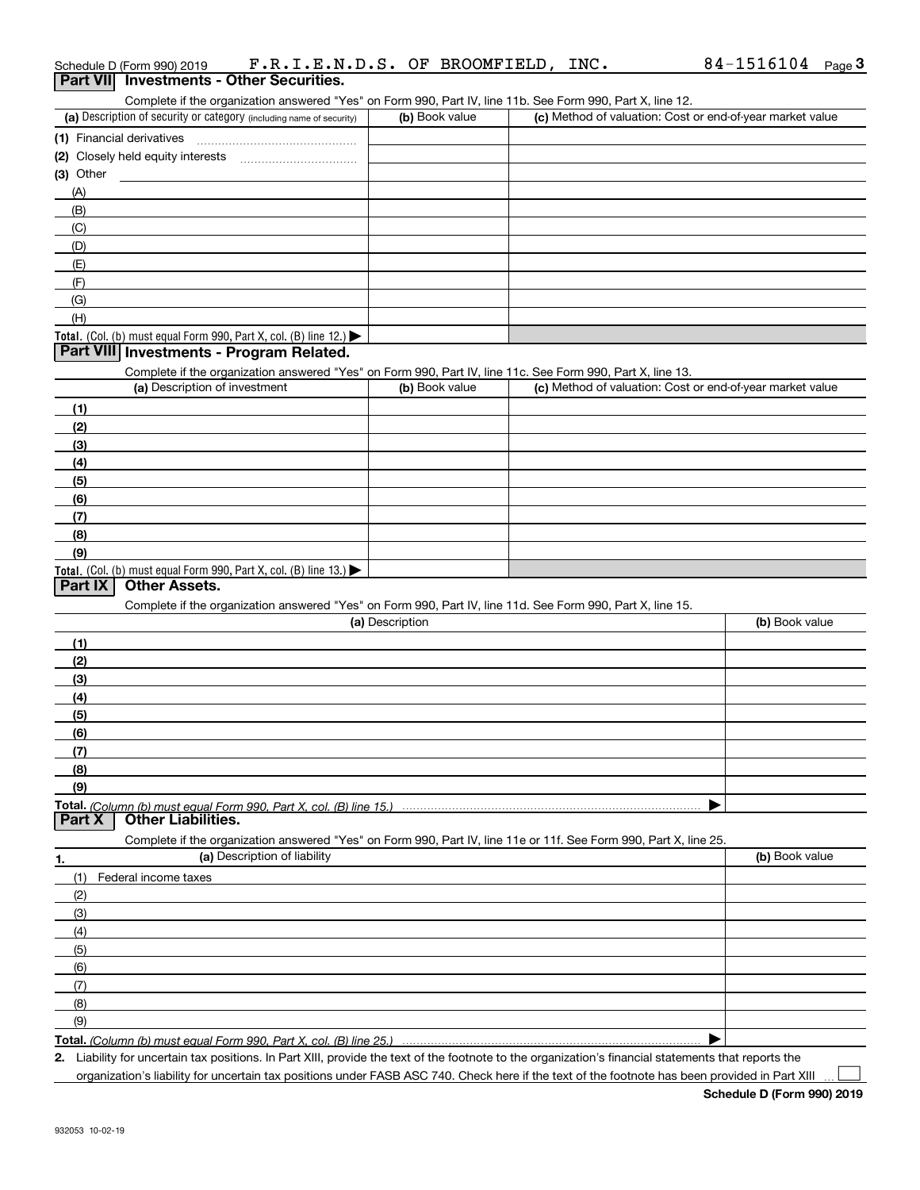Schedule D (Form 990) 2019 F.R.I.E.N.D.S. OF BROOMFIELD, INC. 84-1516104 Page 3

## Part VII Investments - Other Securities.

Complete if the organization answered "Yes" on Form 990, Part IV, line 11b. See Form 990, Part X, line 12.

| (a) Description of security or category (including name of security) | (b) Book value | (c) Method of valuation: Cost or end-of-year market value |
|---|---|---|
| (1) Financial derivatives | | |
| (2) Closely held equity interests | | |
| (3) Other | | |
| (A) | | |
| (B) | | |
| (C) | | |
| (D) | | |
| (E) | | |
| (F) | | |
| (G) | | |
| (H) | | |
| Total. (Col. (b) must equal Form 990, Part X, col. (B) line 12.) ▶ | | |

## Part VIII Investments - Program Related.

Complete if the organization answered "Yes" on Form 990, Part IV, line 11c. See Form 990, Part X, line 13.

| (a) Description of investment | (b) Book value | (c) Method of valuation: Cost or end-of-year market value |
|---|---|---|
| (1) | | |
| (2) | | |
| (3) | | |
| (4) | | |
| (5) | | |
| (6) | | |
| (7) | | |
| (8) | | |
| (9) | | |
| Total. (Col. (b) must equal Form 990, Part X, col. (B) line 13.) ▶ | | |

## Part IX Other Assets.

Complete if the organization answered "Yes" on Form 990, Part IV, line 11d. See Form 990, Part X, line 15.

| (a) Description | (b) Book value |
|---|---|
| (1) | |
| (2) | |
| (3) | |
| (4) | |
| (5) | |
| (6) | |
| (7) | |
| (8) | |
| (9) | |
| Total. *(Column (b) must equal Form 990, Part X, col. (B) line 15.)* ▶ | |

## Part X Other Liabilities.

Complete if the organization answered "Yes" on Form 990, Part IV, line 11e or 11f. See Form 990, Part X, line 25.

| 1. (a) Description of liability | (b) Book value |
|---|---|
| (1) Federal income taxes | |
| (2) | |
| (3) | |
| (4) | |
| (5) | |
| (6) | |
| (7) | |
| (8) | |
| (9) | |
| Total. *(Column (b) must equal Form 990, Part X, col. (B) line 25.)* ▶ | |

2. Liability for uncertain tax positions. In Part XIII, provide the text of the footnote to the organization's financial statements that reports the organization's liability for uncertain tax positions under FASB ASC 740. Check here if the text of the footnote has been provided in Part XIII ☐

Schedule D (Form 990) 2019

932053 10-02-19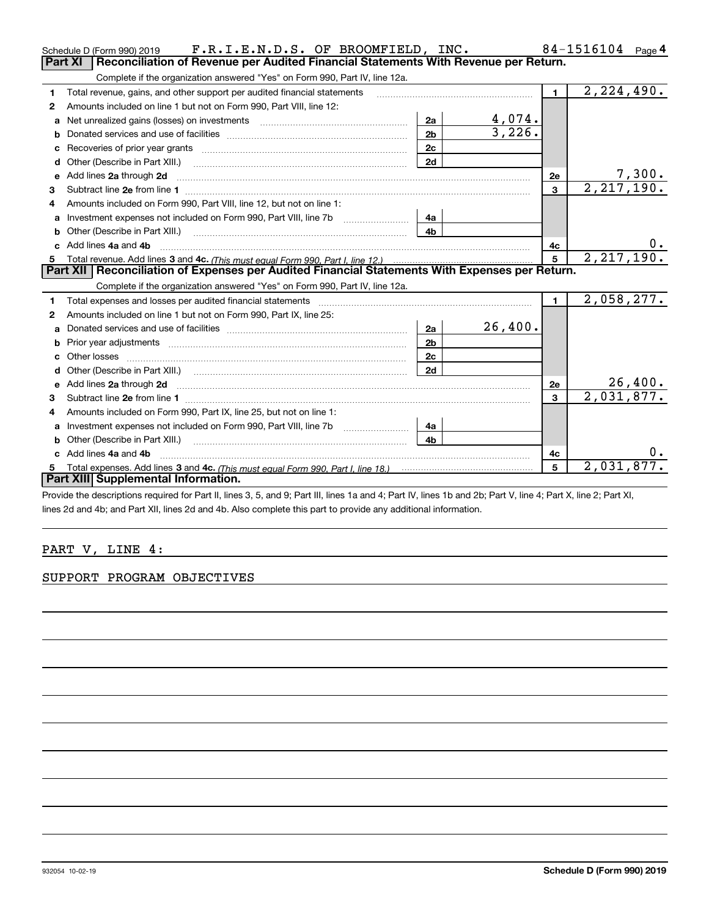Schedule D (Form 990) 2019 F.R.I.E.N.D.S. OF BROOMFIELD, INC. 84-1516104 Page 4

## Part XI Reconciliation of Revenue per Audited Financial Statements With Revenue per Return.

Complete if the organization answered "Yes" on Form 990, Part IV, line 12a.

| | | | | | |
|---|---|---|---|---|---|
| 1 | Total revenue, gains, and other support per audited financial statements | | | 1 | 2,224,490. |
| 2 | Amounts included on line 1 but not on Form 990, Part VIII, line 12: | | | | |
| a | Net unrealized gains (losses) on investments | 2a | 4,074. | | |
| b | Donated services and use of facilities | 2b | 3,226. | | |
| c | Recoveries of prior year grants | 2c | | | |
| d | Other (Describe in Part XIII.) | 2d | | | |
| e | Add lines **2a** through **2d** | | | 2e | 7,300. |
| 3 | Subtract line **2e** from line **1** | | | 3 | 2,217,190. |
| 4 | Amounts included on Form 990, Part VIII, line 12, but not on line 1: | | | | |
| a | Investment expenses not included on Form 990, Part VIII, line 7b | 4a | | | |
| b | Other (Describe in Part XIII.) | 4b | | | |
| c | Add lines **4a** and **4b** | | | 4c | 0. |
| 5 | Total revenue. Add lines **3** and **4c.** *(This must equal Form 990, Part I, line 12.)* | | | 5 | 2,217,190. |

## Part XII Reconciliation of Expenses per Audited Financial Statements With Expenses per Return.

Complete if the organization answered "Yes" on Form 990, Part IV, line 12a.

| | | | | | |
|---|---|---|---|---|---|
| 1 | Total expenses and losses per audited financial statements | | | 1 | 2,058,277. |
| 2 | Amounts included on line 1 but not on Form 990, Part IX, line 25: | | | | |
| a | Donated services and use of facilities | 2a | 26,400. | | |
| b | Prior year adjustments | 2b | | | |
| c | Other losses | 2c | | | |
| d | Other (Describe in Part XIII.) | 2d | | | |
| e | Add lines **2a** through **2d** | | | 2e | 26,400. |
| 3 | Subtract line **2e** from line **1** | | | 3 | 2,031,877. |
| 4 | Amounts included on Form 990, Part IX, line 25, but not on line 1: | | | | |
| a | Investment expenses not included on Form 990, Part VIII, line 7b | 4a | | | |
| b | Other (Describe in Part XIII.) | 4b | | | |
| c | Add lines **4a** and **4b** | | | 4c | 0. |
| 5 | Total expenses. Add lines **3** and **4c.** *(This must equal Form 990, Part I, line 18.)* | | | 5 | 2,031,877. |

## Part XIII Supplemental Information.

Provide the descriptions required for Part II, lines 3, 5, and 9; Part III, lines 1a and 4; Part IV, lines 1b and 2b; Part V, line 4; Part X, line 2; Part XI, lines 2d and 4b; and Part XII, lines 2d and 4b. Also complete this part to provide any additional information.

PART V, LINE 4:

SUPPORT PROGRAM OBJECTIVES

932054 10-02-19 **Schedule D (Form 990) 2019**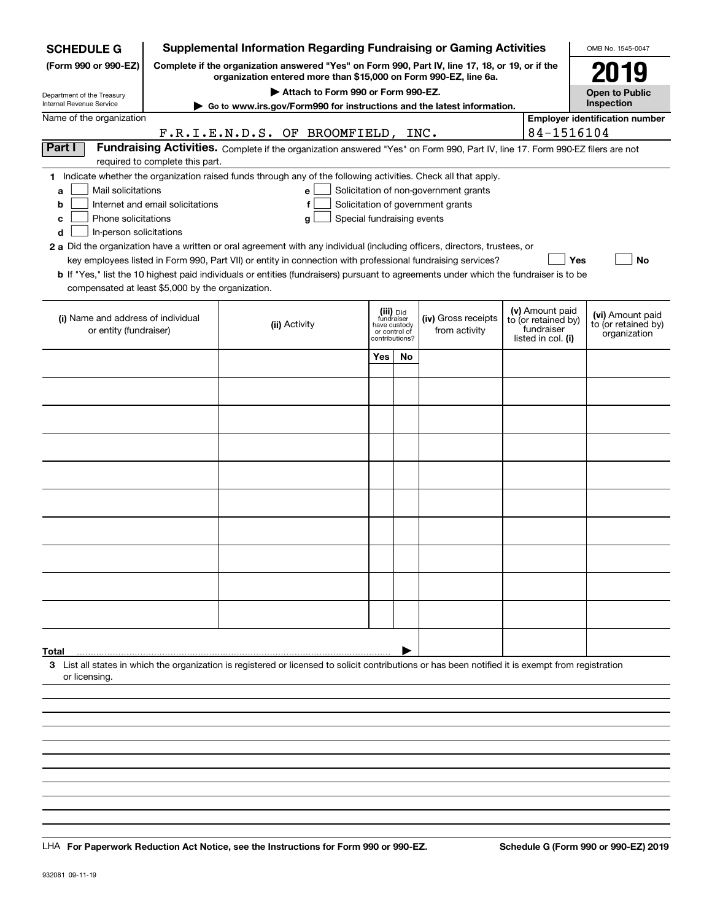**SCHEDULE G**
**(Form 990 or 990-EZ)**

Department of the Treasury
Internal Revenue Service

# Supplemental Information Regarding Fundraising or Gaming Activities

**Complete if the organization answered "Yes" on Form 990, Part IV, line 17, 18, or 19, or if the organization entered more than $15,000 on Form 990-EZ, line 6a.**

**▶ Attach to Form 990 or Form 990-EZ.**

**▶ Go to www.irs.gov/Form990 for instructions and the latest information.**

OMB No. 1545-0047

**2019**

**Open to Public Inspection**

Name of the organization: F.R.I.E.N.D.S. OF BROOMFIELD, INC.

**Employer identification number:** 84-1516104

## Part I Fundraising Activities.

Complete if the organization answered "Yes" on Form 990, Part IV, line 17. Form 990-EZ filers are not required to complete this part.

**1** Indicate whether the organization raised funds through any of the following activities. Check all that apply.

- **a** ☐ Mail solicitations
- **b** ☐ Internet and email solicitations
- **c** ☐ Phone solicitations
- **d** ☐ In-person solicitations
- **e** ☐ Solicitation of non-government grants
- **f** ☐ Solicitation of government grants
- **g** ☐ Special fundraising events

**2 a** Did the organization have a written or oral agreement with any individual (including officers, directors, trustees, or key employees listed in Form 990, Part VII) or entity in connection with professional fundraising services? ☐ **Yes** ☐ **No**

**b** If "Yes," list the 10 highest paid individuals or entities (fundraisers) pursuant to agreements under which the fundraiser is to be compensated at least $5,000 by the organization.

| (i) Name and address of individual or entity (fundraiser) | (ii) Activity | (iii) Did fundraiser have custody or control of contributions? | | (iv) Gross receipts from activity | (v) Amount paid to (or retained by) fundraiser listed in col. (i) | (vi) Amount paid to (or retained by) organization |
|---|---|---|---|---|---|---|
| | | Yes | No | | | |
| | | | | | | |
| | | | | | | |
| | | | | | | |
| | | | | | | |
| | | | | | | |
| | | | | | | |
| | | | | | | |
| | | | | | | |
| | | | | | | |
| | | | | | | |
| **Total** ▶ | | | | | | |

**3** List all states in which the organization is registered or licensed to solicit contributions or has been notified it is exempt from registration or licensing.

LHA **For Paperwork Reduction Act Notice, see the Instructions for Form 990 or 990-EZ.**

**Schedule G (Form 990 or 990-EZ) 2019**

932081 09-11-19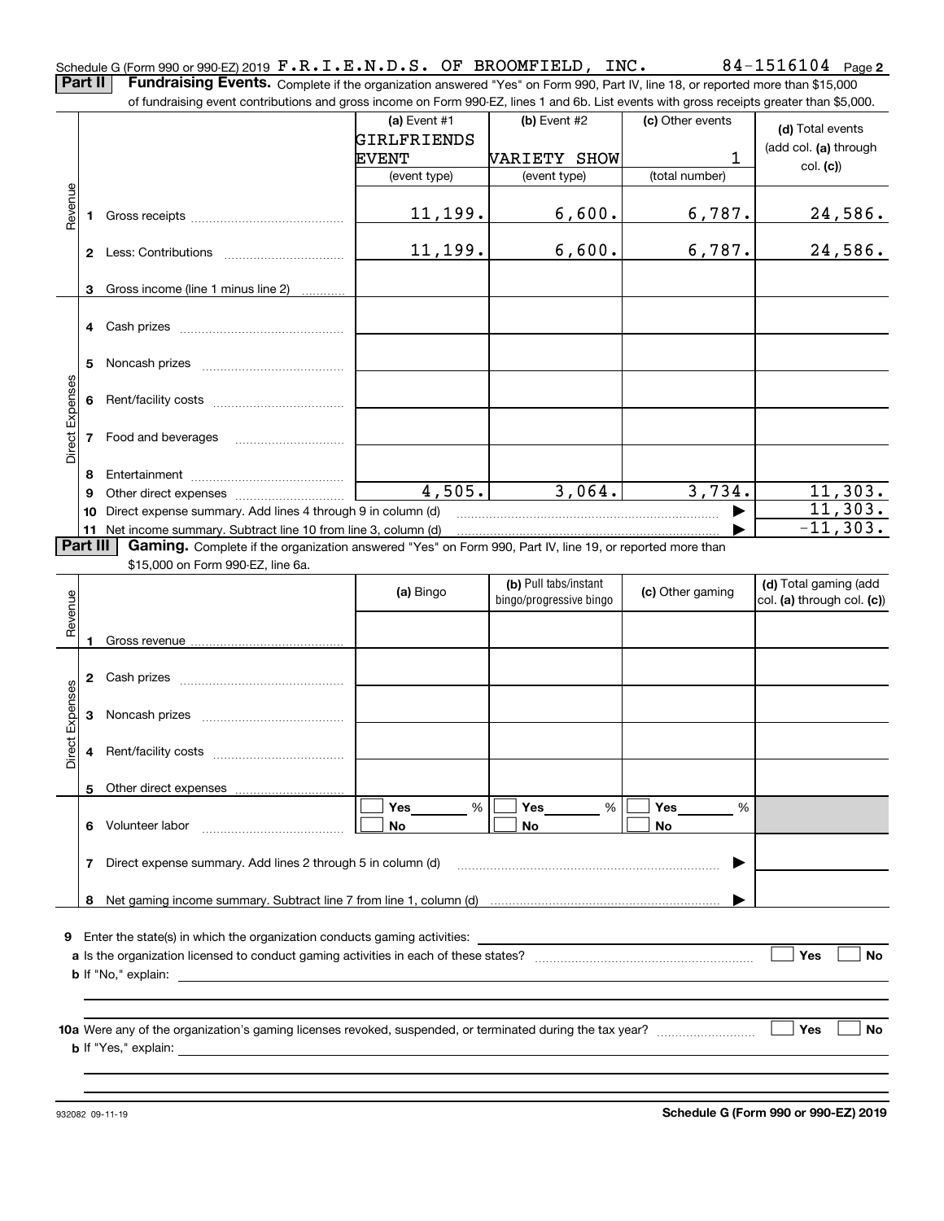Schedule G (Form 990 or 990-EZ) 2019 F.R.I.E.N.D.S. OF BROOMFIELD, INC. 84-1516104 Page **2**

**Part II** **Fundraising Events.** Complete if the organization answered "Yes" on Form 990, Part IV, line 18, or reported more than $15,000 of fundraising event contributions and gross income on Form 990-EZ, lines 1 and 6b. List events with gross receipts greater than $5,000.

| | | (a) Event #1 | (b) Event #2 | (c) Other events | (d) Total events (add col. (a) through col. (c)) |
|---|---|---|---|---|---|
| | | GIRLFRIENDS EVENT | VARIETY SHOW | 1 | |
| | | (event type) | (event type) | (total number) | |
| Revenue | **1** Gross receipts | 11,199. | 6,600. | 6,787. | 24,586. |
| | **2** Less: Contributions | 11,199. | 6,600. | 6,787. | 24,586. |
| | **3** Gross income (line 1 minus line 2) | | | | |
| Direct Expenses | **4** Cash prizes | | | | |
| | **5** Noncash prizes | | | | |
| | **6** Rent/facility costs | | | | |
| | **7** Food and beverages | | | | |
| | **8** Entertainment | | | | |
| | **9** Other direct expenses | 4,505. | 3,064. | 3,734. | 11,303. |
| | **10** Direct expense summary. Add lines 4 through 9 in column (d) | | | | 11,303. |
| | **11** Net income summary. Subtract line 10 from line 3, column (d) | | | | -11,303. |

**Part III** **Gaming.** Complete if the organization answered "Yes" on Form 990, Part IV, line 19, or reported more than $15,000 on Form 990-EZ, line 6a.

| | | (a) Bingo | (b) Pull tabs/instant bingo/progressive bingo | (c) Other gaming | (d) Total gaming (add col. (a) through col. (c)) |
|---|---|---|---|---|---|
| Revenue | **1** Gross revenue | | | | |
| Direct Expenses | **2** Cash prizes | | | | |
| | **3** Noncash prizes | | | | |
| | **4** Rent/facility costs | | | | |
| | **5** Other direct expenses | | | | |
| | **6** Volunteer labor | ☐ Yes ____ % ☐ No | ☐ Yes ____ % ☐ No | ☐ Yes ____ % ☐ No | |
| | **7** Direct expense summary. Add lines 2 through 5 in column (d) | | | | |
| | **8** Net gaming income summary. Subtract line 7 from line 1, column (d) | | | | |

**9** Enter the state(s) in which the organization conducts gaming activities: ____________

**a** Is the organization licensed to conduct gaming activities in each of these states? ☐ Yes ☐ No

**b** If "No," explain: ____________

**10a** Were any of the organization's gaming licenses revoked, suspended, or terminated during the tax year? ☐ Yes ☐ No

**b** If "Yes," explain: ____________

932082 09-11-19 **Schedule G (Form 990 or 990-EZ) 2019**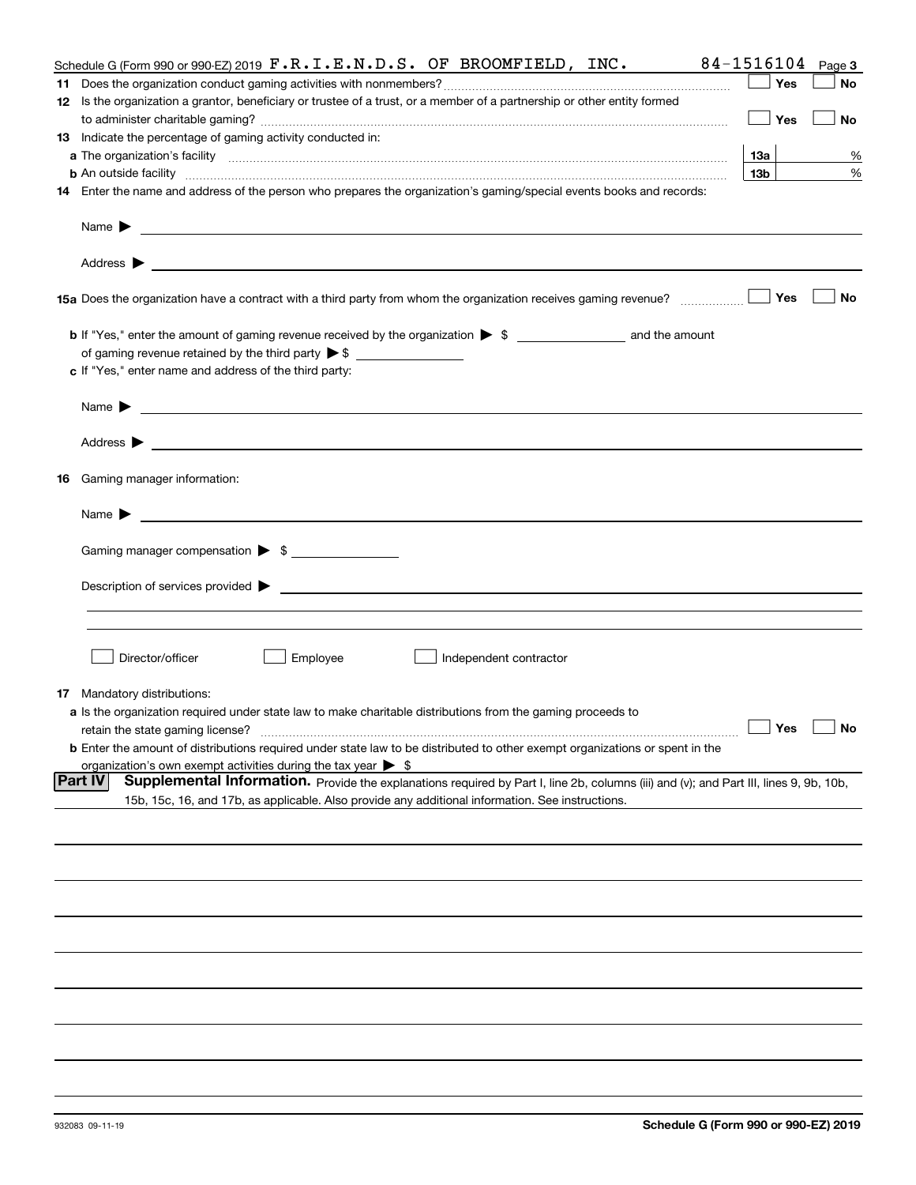Schedule G (Form 990 or 990-EZ) 2019 F.R.I.E.N.D.S. OF BROOMFIELD, INC. 84-1516104 Page 3

**11** Does the organization conduct gaming activities with nonmembers? ☐ Yes ☐ No

**12** Is the organization a grantor, beneficiary or trustee of a trust, or a member of a partnership or other entity formed to administer charitable gaming? ☐ Yes ☐ No

**13** Indicate the percentage of gaming activity conducted in:

**a** The organization's facility **13a** %

**b** An outside facility **13b** %

**14** Enter the name and address of the person who prepares the organization's gaming/special events books and records:

Name ▶

Address ▶

**15a** Does the organization have a contract with a third party from whom the organization receives gaming revenue? ☐ Yes ☐ No

**b** If "Yes," enter the amount of gaming revenue received by the organization ▶ $ ______ and the amount of gaming revenue retained by the third party ▶ $ ______

**c** If "Yes," enter name and address of the third party:

Name ▶

Address ▶

**16** Gaming manager information:

Name ▶

Gaming manager compensation ▶ $ ______

Description of services provided ▶

☐ Director/officer ☐ Employee ☐ Independent contractor

**17** Mandatory distributions:

**a** Is the organization required under state law to make charitable distributions from the gaming proceeds to retain the state gaming license? ☐ Yes ☐ No

**b** Enter the amount of distributions required under state law to be distributed to other exempt organizations or spent in the organization's own exempt activities during the tax year ▶ $

**Part IV** **Supplemental Information.** Provide the explanations required by Part I, line 2b, columns (iii) and (v); and Part III, lines 9, 9b, 10b, 15b, 15c, 16, and 17b, as applicable. Also provide any additional information. See instructions.

932083 09-11-19 **Schedule G (Form 990 or 990-EZ) 2019**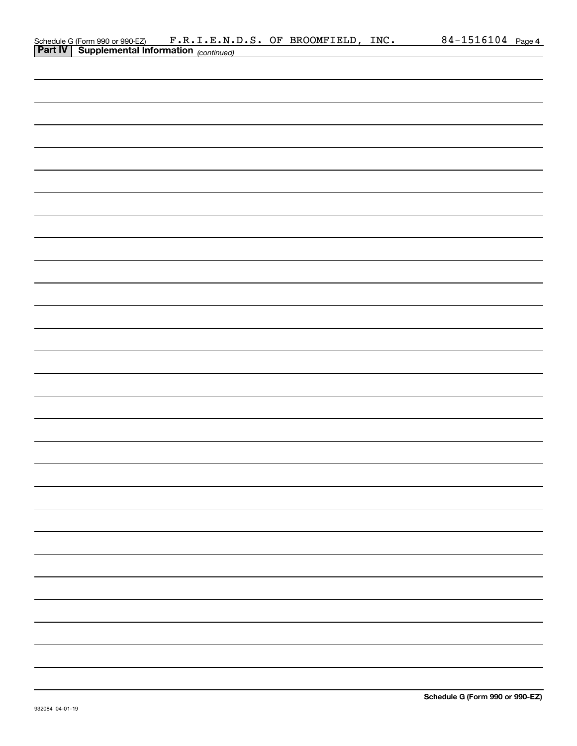Schedule G (Form 990 or 990-EZ) F.R.I.E.N.D.S. OF BROOMFIELD, INC. 84-1516104 Page **4**

**Part IV | Supplemental Information** *(continued)*

**Schedule G (Form 990 or 990-EZ)**

932084 04-01-19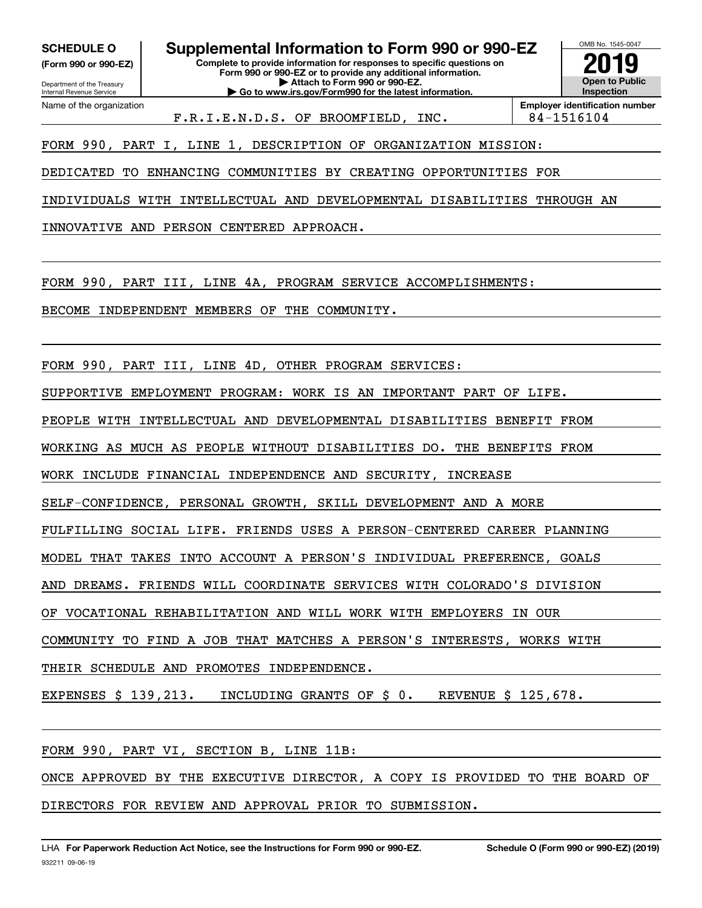**SCHEDULE O** (Form 990 or 990-EZ)

Department of the Treasury
Internal Revenue Service

# Supplemental Information to Form 990 or 990-EZ

**Complete to provide information for responses to specific questions on Form 990 or 990-EZ or to provide any additional information.**
**▶ Attach to Form 990 or 990-EZ.**
**▶ Go to www.irs.gov/Form990 for the latest information.**

OMB No. 1545-0047

**2019**

**Open to Public Inspection**

Name of the organization: F.R.I.E.N.D.S. OF BROOMFIELD, INC.

**Employer identification number** 84-1516104

FORM 990, PART I, LINE 1, DESCRIPTION OF ORGANIZATION MISSION:

DEDICATED TO ENHANCING COMMUNITIES BY CREATING OPPORTUNITIES FOR INDIVIDUALS WITH INTELLECTUAL AND DEVELOPMENTAL DISABILITIES THROUGH AN INNOVATIVE AND PERSON CENTERED APPROACH.

FORM 990, PART III, LINE 4A, PROGRAM SERVICE ACCOMPLISHMENTS:

BECOME INDEPENDENT MEMBERS OF THE COMMUNITY.

FORM 990, PART III, LINE 4D, OTHER PROGRAM SERVICES:

SUPPORTIVE EMPLOYMENT PROGRAM: WORK IS AN IMPORTANT PART OF LIFE. PEOPLE WITH INTELLECTUAL AND DEVELOPMENTAL DISABILITIES BENEFIT FROM WORKING AS MUCH AS PEOPLE WITHOUT DISABILITIES DO. THE BENEFITS FROM WORK INCLUDE FINANCIAL INDEPENDENCE AND SECURITY, INCREASE SELF-CONFIDENCE, PERSONAL GROWTH, SKILL DEVELOPMENT AND A MORE FULFILLING SOCIAL LIFE. FRIENDS USES A PERSON-CENTERED CAREER PLANNING MODEL THAT TAKES INTO ACCOUNT A PERSON'S INDIVIDUAL PREFERENCE, GOALS AND DREAMS. FRIENDS WILL COORDINATE SERVICES WITH COLORADO'S DIVISION OF VOCATIONAL REHABILITATION AND WILL WORK WITH EMPLOYERS IN OUR COMMUNITY TO FIND A JOB THAT MATCHES A PERSON'S INTERESTS, WORKS WITH THEIR SCHEDULE AND PROMOTES INDEPENDENCE.

EXPENSES $ 139,213.   INCLUDING GRANTS OF $ 0.   REVENUE $ 125,678.

FORM 990, PART VI, SECTION B, LINE 11B:

ONCE APPROVED BY THE EXECUTIVE DIRECTOR, A COPY IS PROVIDED TO THE BOARD OF DIRECTORS FOR REVIEW AND APPROVAL PRIOR TO SUBMISSION.

LHA **For Paperwork Reduction Act Notice, see the Instructions for Form 990 or 990-EZ.** **Schedule O (Form 990 or 990-EZ) (2019)**

932211 09-06-19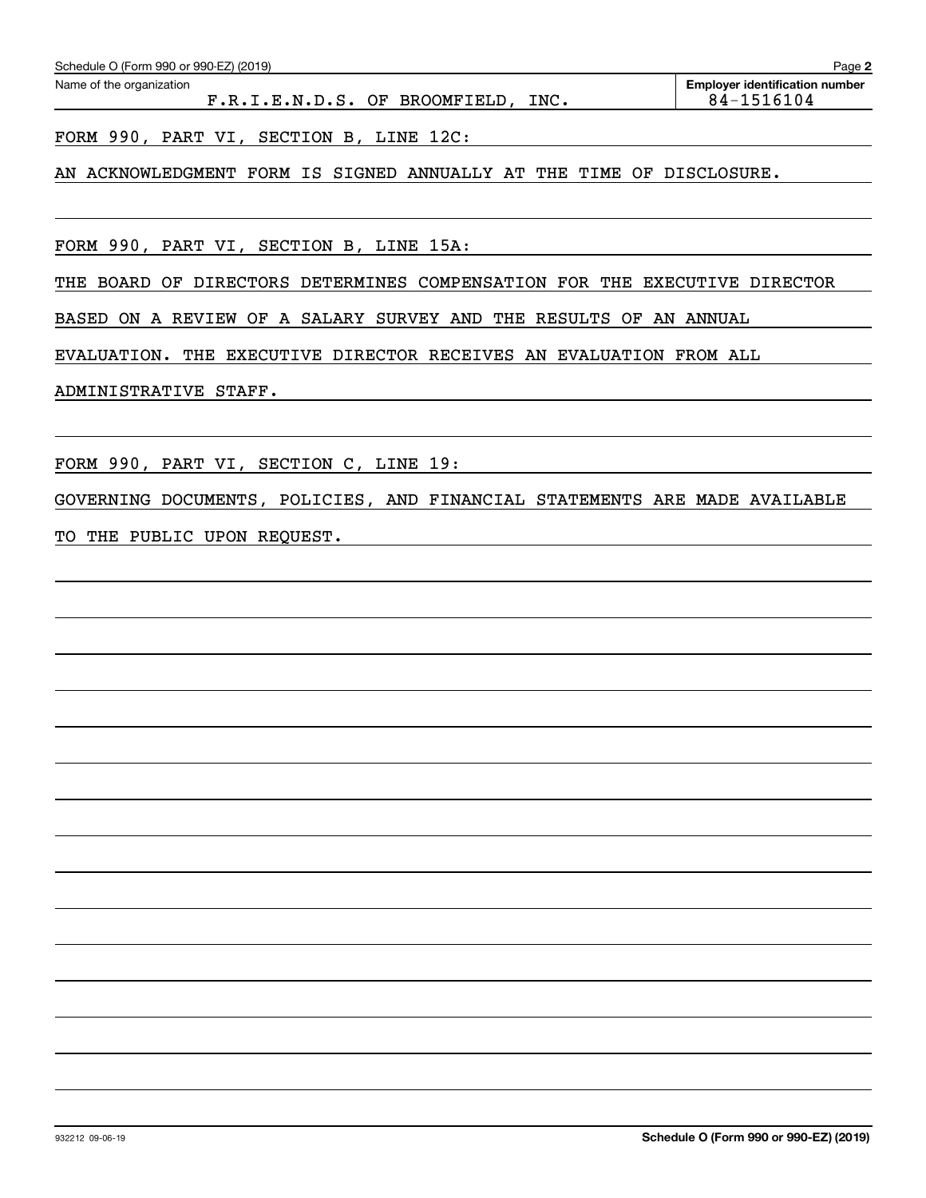Name of the organization: F.R.I.E.N.D.S. OF BROOMFIELD, INC.

Employer identification number: 84-1516104

FORM 990, PART VI, SECTION B, LINE 12C:

AN ACKNOWLEDGMENT FORM IS SIGNED ANNUALLY AT THE TIME OF DISCLOSURE.

FORM 990, PART VI, SECTION B, LINE 15A:

THE BOARD OF DIRECTORS DETERMINES COMPENSATION FOR THE EXECUTIVE DIRECTOR BASED ON A REVIEW OF A SALARY SURVEY AND THE RESULTS OF AN ANNUAL EVALUATION. THE EXECUTIVE DIRECTOR RECEIVES AN EVALUATION FROM ALL ADMINISTRATIVE STAFF.

FORM 990, PART VI, SECTION C, LINE 19:

GOVERNING DOCUMENTS, POLICIES, AND FINANCIAL STATEMENTS ARE MADE AVAILABLE TO THE PUBLIC UPON REQUEST.